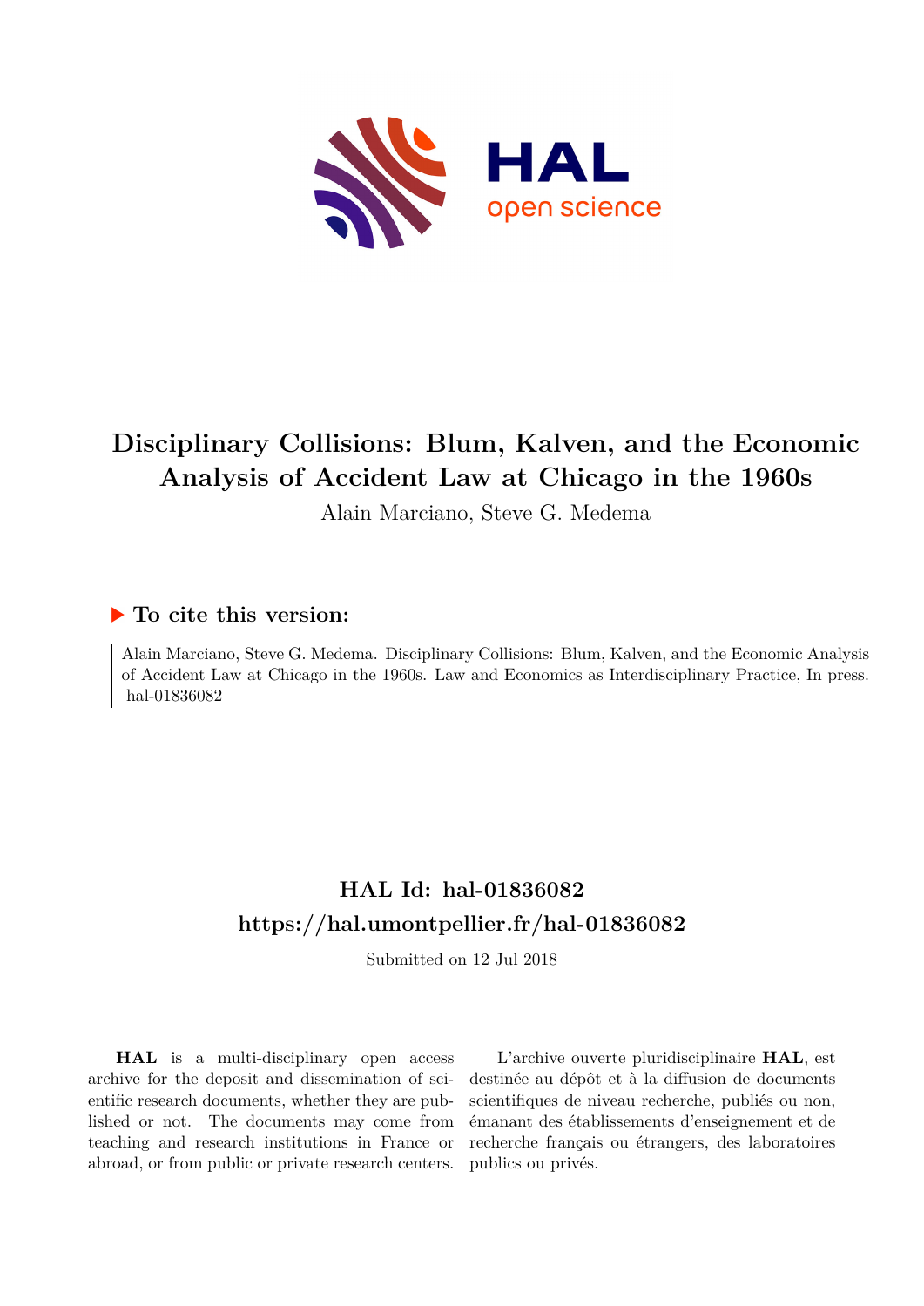# Disciplinary Collisions: Blum, Kalven, and the Economic Analysis of Accident Law at Chicago in the 1960s

Alain Marciano, Steve G. Medema

## ▶ To cite this version:

Alain Marciano, Steve G. Medema. Disciplinary Collisions: Blum, Kalven, and the Economic Analysis of Accident Law at Chicago in the 1960s. Law and Economics as Interdisciplinary Practice, In press. hal-01836082

## HAL Id: hal-01836082
## https://hal.umontpellier.fr/hal-01836082

Submitted on 12 Jul 2018

**HAL** is a multi-disciplinary open access archive for the deposit and dissemination of scientific research documents, whether they are published or not. The documents may come from teaching and research institutions in France or abroad, or from public or private research centers.

L'archive ouverte pluridisciplinaire **HAL**, est destinée au dépôt et à la diffusion de documents scientifiques de niveau recherche, publiés ou non, émanant des établissements d'enseignement et de recherche français ou étrangers, des laboratoires publics ou privés.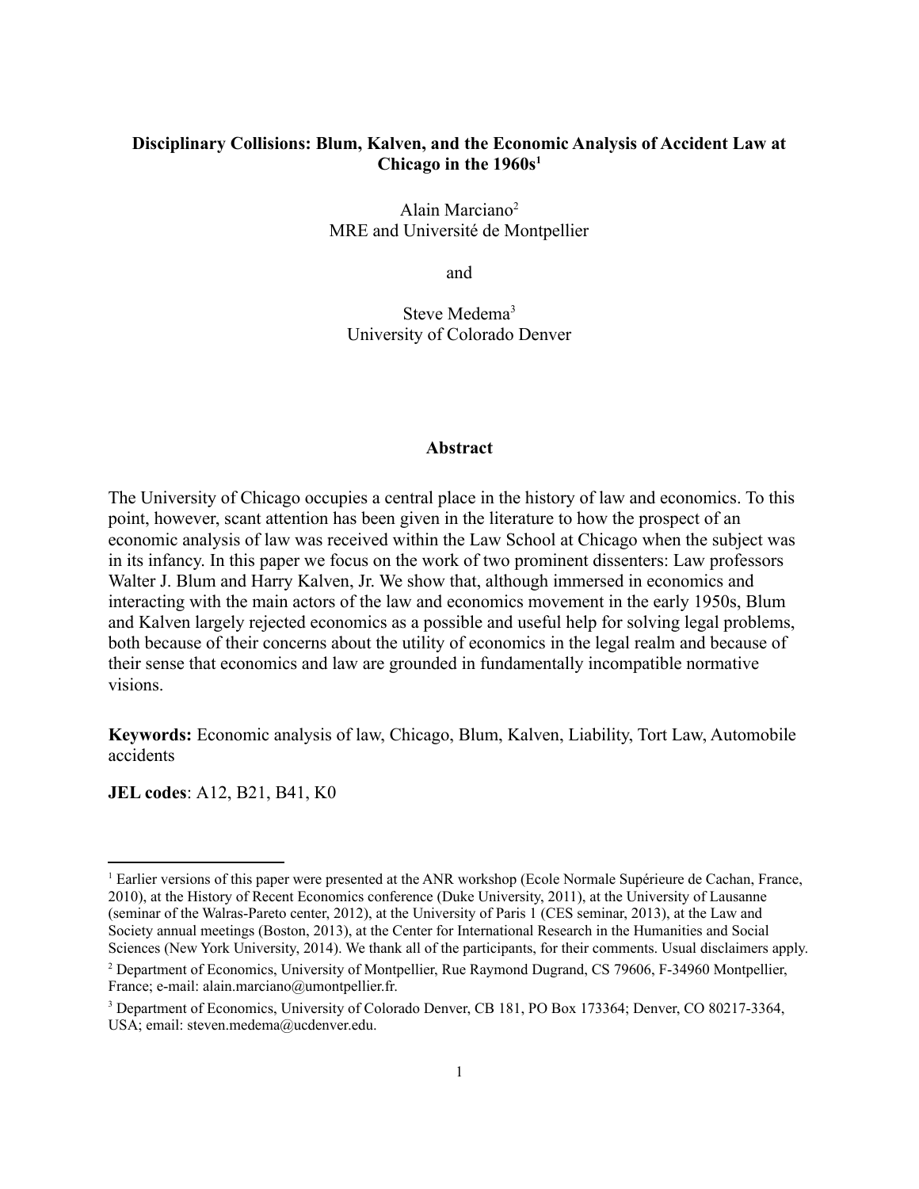**Disciplinary Collisions: Blum, Kalven, and the Economic Analysis of Accident Law at Chicago in the 1960s**[1]

Alain Marciano[2]
MRE and Université de Montpellier

and

Steve Medema[3]
University of Colorado Denver

**Abstract**

The University of Chicago occupies a central place in the history of law and economics. To this point, however, scant attention has been given in the literature to how the prospect of an economic analysis of law was received within the Law School at Chicago when the subject was in its infancy. In this paper we focus on the work of two prominent dissenters: Law professors Walter J. Blum and Harry Kalven, Jr. We show that, although immersed in economics and interacting with the main actors of the law and economics movement in the early 1950s, Blum and Kalven largely rejected economics as a possible and useful help for solving legal problems, both because of their concerns about the utility of economics in the legal realm and because of their sense that economics and law are grounded in fundamentally incompatible normative visions.

**Keywords:** Economic analysis of law, Chicago, Blum, Kalven, Liability, Tort Law, Automobile accidents

**JEL codes**: A12, B21, B41, K0

---

[1] Earlier versions of this paper were presented at the ANR workshop (Ecole Normale Supérieure de Cachan, France, 2010), at the History of Recent Economics conference (Duke University, 2011), at the University of Lausanne (seminar of the Walras-Pareto center, 2012), at the University of Paris 1 (CES seminar, 2013), at the Law and Society annual meetings (Boston, 2013), at the Center for International Research in the Humanities and Social Sciences (New York University, 2014). We thank all of the participants, for their comments. Usual disclaimers apply.

[2] Department of Economics, University of Montpellier, Rue Raymond Dugrand, CS 79606, F-34960 Montpellier, France; e-mail: alain.marciano@umontpellier.fr.

[3] Department of Economics, University of Colorado Denver, CB 181, PO Box 173364; Denver, CO 80217-3364, USA; email: steven.medema@ucdenver.edu.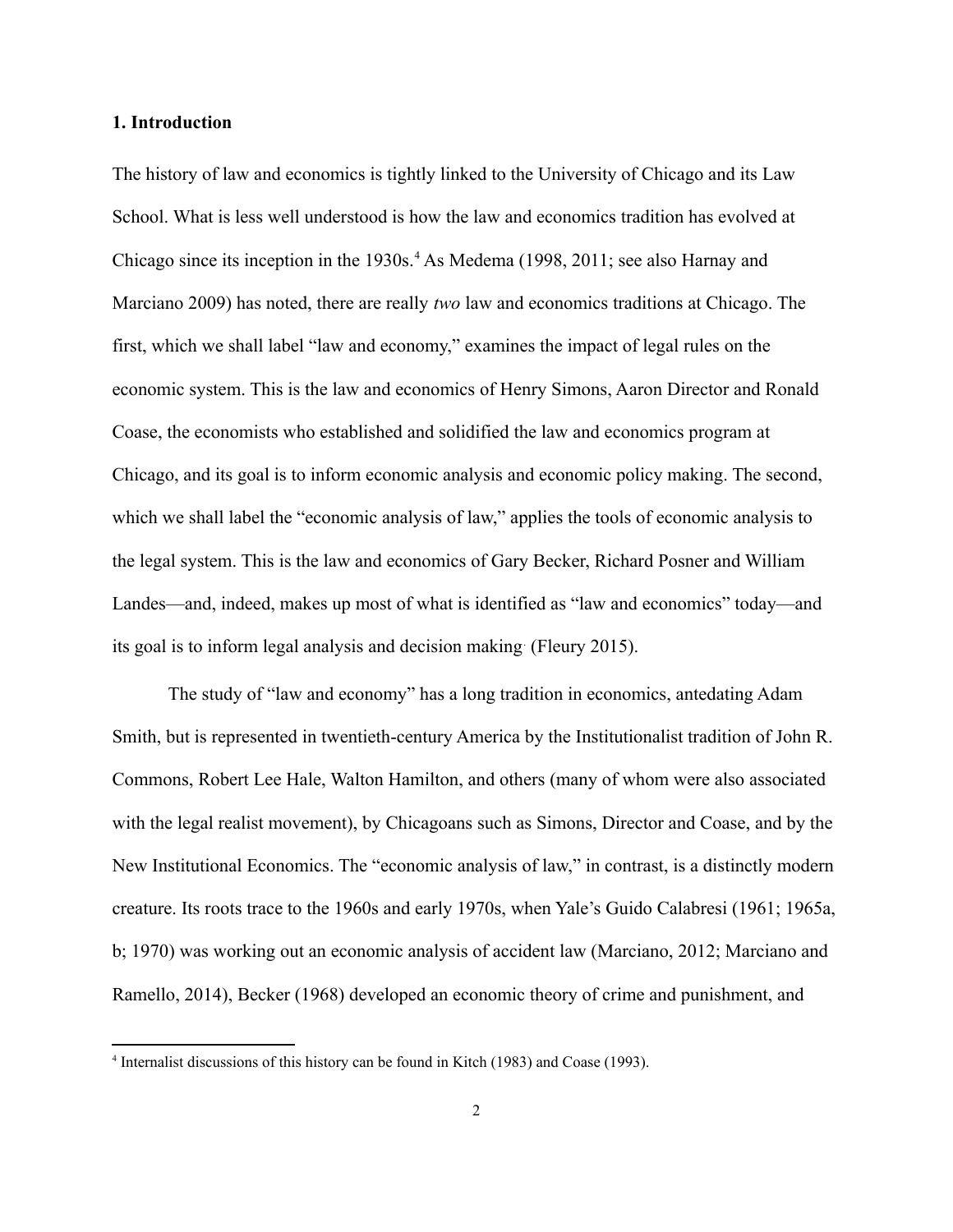## 1. Introduction

The history of law and economics is tightly linked to the University of Chicago and its Law School. What is less well understood is how the law and economics tradition has evolved at Chicago since its inception in the 1930s.[4] As Medema (1998, 2011; see also Harnay and Marciano 2009) has noted, there are really *two* law and economics traditions at Chicago. The first, which we shall label "law and economy," examines the impact of legal rules on the economic system. This is the law and economics of Henry Simons, Aaron Director and Ronald Coase, the economists who established and solidified the law and economics program at Chicago, and its goal is to inform economic analysis and economic policy making. The second, which we shall label the "economic analysis of law," applies the tools of economic analysis to the legal system. This is the law and economics of Gary Becker, Richard Posner and William Landes—and, indeed, makes up most of what is identified as "law and economics" today—and its goal is to inform legal analysis and decision making. (Fleury 2015).

The study of "law and economy" has a long tradition in economics, antedating Adam Smith, but is represented in twentieth-century America by the Institutionalist tradition of John R. Commons, Robert Lee Hale, Walton Hamilton, and others (many of whom were also associated with the legal realist movement), by Chicagoans such as Simons, Director and Coase, and by the New Institutional Economics. The "economic analysis of law," in contrast, is a distinctly modern creature. Its roots trace to the 1960s and early 1970s, when Yale's Guido Calabresi (1961; 1965a, b; 1970) was working out an economic analysis of accident law (Marciano, 2012; Marciano and Ramello, 2014), Becker (1968) developed an economic theory of crime and punishment, and

[4] Internalist discussions of this history can be found in Kitch (1983) and Coase (1993).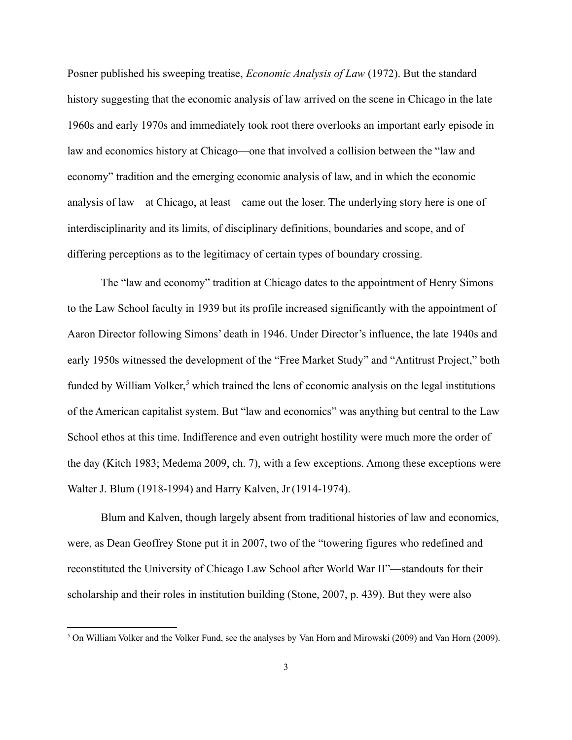Posner published his sweeping treatise, *Economic Analysis of Law* (1972). But the standard history suggesting that the economic analysis of law arrived on the scene in Chicago in the late 1960s and early 1970s and immediately took root there overlooks an important early episode in law and economics history at Chicago—one that involved a collision between the "law and economy" tradition and the emerging economic analysis of law, and in which the economic analysis of law—at Chicago, at least—came out the loser. The underlying story here is one of interdisciplinarity and its limits, of disciplinary definitions, boundaries and scope, and of differing perceptions as to the legitimacy of certain types of boundary crossing.

The "law and economy" tradition at Chicago dates to the appointment of Henry Simons to the Law School faculty in 1939 but its profile increased significantly with the appointment of Aaron Director following Simons' death in 1946. Under Director's influence, the late 1940s and early 1950s witnessed the development of the "Free Market Study" and "Antitrust Project," both funded by William Volker,[5] which trained the lens of economic analysis on the legal institutions of the American capitalist system. But "law and economics" was anything but central to the Law School ethos at this time. Indifference and even outright hostility were much more the order of the day (Kitch 1983; Medema 2009, ch. 7), with a few exceptions. Among these exceptions were Walter J. Blum (1918-1994) and Harry Kalven, Jr (1914-1974).

Blum and Kalven, though largely absent from traditional histories of law and economics, were, as Dean Geoffrey Stone put it in 2007, two of the "towering figures who redefined and reconstituted the University of Chicago Law School after World War II"—standouts for their scholarship and their roles in institution building (Stone, 2007, p. 439). But they were also

[5] On William Volker and the Volker Fund, see the analyses by Van Horn and Mirowski (2009) and Van Horn (2009).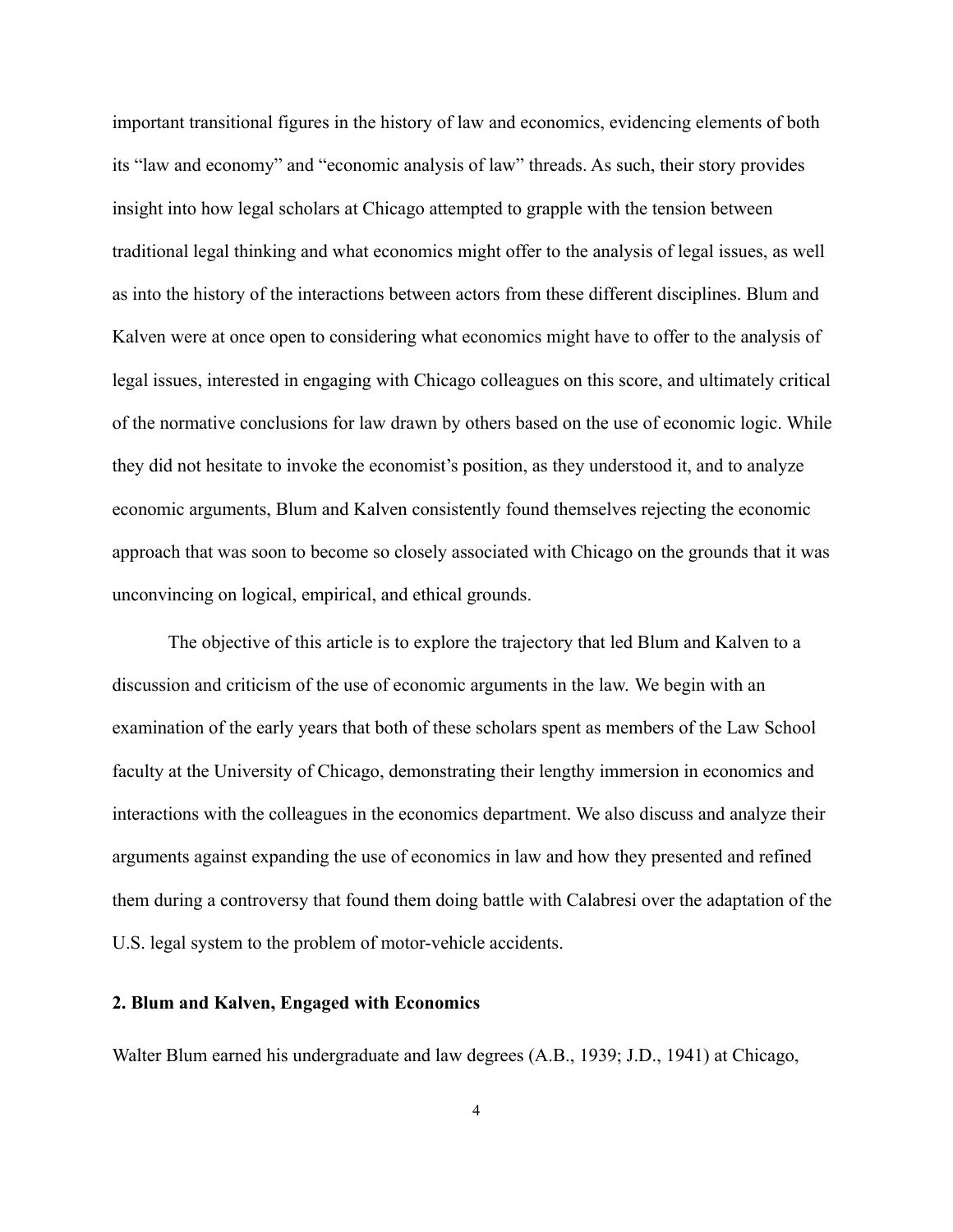important transitional figures in the history of law and economics, evidencing elements of both its "law and economy" and "economic analysis of law" threads. As such, their story provides insight into how legal scholars at Chicago attempted to grapple with the tension between traditional legal thinking and what economics might offer to the analysis of legal issues, as well as into the history of the interactions between actors from these different disciplines. Blum and Kalven were at once open to considering what economics might have to offer to the analysis of legal issues, interested in engaging with Chicago colleagues on this score, and ultimately critical of the normative conclusions for law drawn by others based on the use of economic logic. While they did not hesitate to invoke the economist's position, as they understood it, and to analyze economic arguments, Blum and Kalven consistently found themselves rejecting the economic approach that was soon to become so closely associated with Chicago on the grounds that it was unconvincing on logical, empirical, and ethical grounds.

The objective of this article is to explore the trajectory that led Blum and Kalven to a discussion and criticism of the use of economic arguments in the law. We begin with an examination of the early years that both of these scholars spent as members of the Law School faculty at the University of Chicago, demonstrating their lengthy immersion in economics and interactions with the colleagues in the economics department. We also discuss and analyze their arguments against expanding the use of economics in law and how they presented and refined them during a controversy that found them doing battle with Calabresi over the adaptation of the U.S. legal system to the problem of motor-vehicle accidents.

## 2. Blum and Kalven, Engaged with Economics

Walter Blum earned his undergraduate and law degrees (A.B., 1939; J.D., 1941) at Chicago,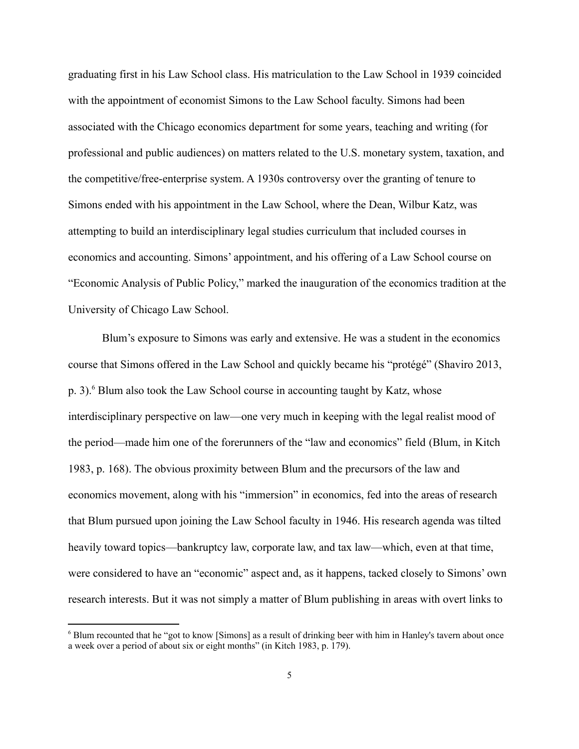graduating first in his Law School class. His matriculation to the Law School in 1939 coincided with the appointment of economist Simons to the Law School faculty. Simons had been associated with the Chicago economics department for some years, teaching and writing (for professional and public audiences) on matters related to the U.S. monetary system, taxation, and the competitive/free-enterprise system. A 1930s controversy over the granting of tenure to Simons ended with his appointment in the Law School, where the Dean, Wilbur Katz, was attempting to build an interdisciplinary legal studies curriculum that included courses in economics and accounting. Simons' appointment, and his offering of a Law School course on "Economic Analysis of Public Policy," marked the inauguration of the economics tradition at the University of Chicago Law School.

Blum's exposure to Simons was early and extensive. He was a student in the economics course that Simons offered in the Law School and quickly became his "protégé" (Shaviro 2013, p. 3).[6] Blum also took the Law School course in accounting taught by Katz, whose interdisciplinary perspective on law—one very much in keeping with the legal realist mood of the period—made him one of the forerunners of the "law and economics" field (Blum, in Kitch 1983, p. 168). The obvious proximity between Blum and the precursors of the law and economics movement, along with his "immersion" in economics, fed into the areas of research that Blum pursued upon joining the Law School faculty in 1946. His research agenda was tilted heavily toward topics—bankruptcy law, corporate law, and tax law—which, even at that time, were considered to have an "economic" aspect and, as it happens, tacked closely to Simons' own research interests. But it was not simply a matter of Blum publishing in areas with overt links to

[6] Blum recounted that he "got to know [Simons] as a result of drinking beer with him in Hanley's tavern about once a week over a period of about six or eight months" (in Kitch 1983, p. 179).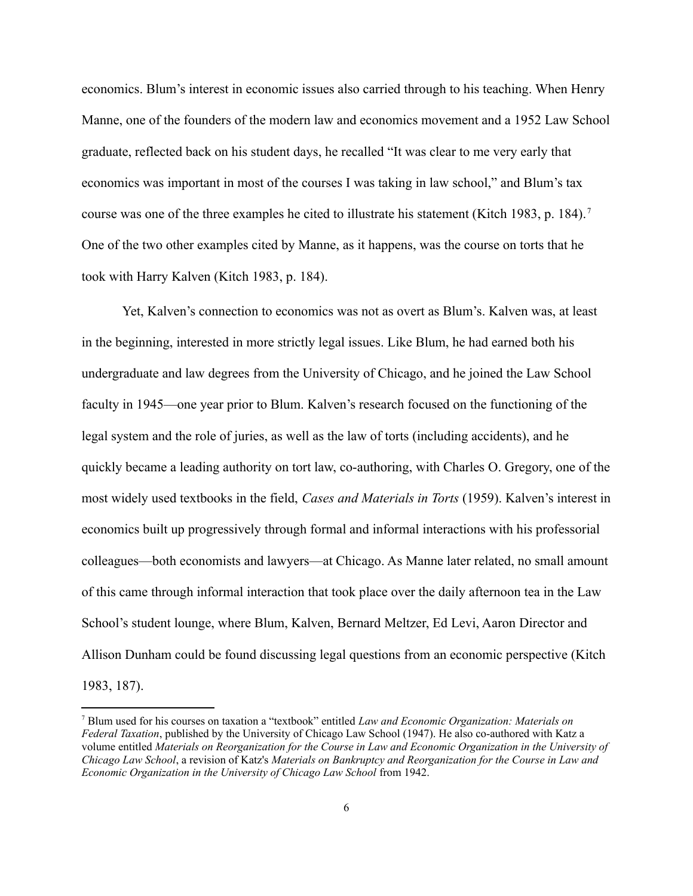economics. Blum's interest in economic issues also carried through to his teaching. When Henry Manne, one of the founders of the modern law and economics movement and a 1952 Law School graduate, reflected back on his student days, he recalled "It was clear to me very early that economics was important in most of the courses I was taking in law school," and Blum's tax course was one of the three examples he cited to illustrate his statement (Kitch 1983, p. 184).[7] One of the two other examples cited by Manne, as it happens, was the course on torts that he took with Harry Kalven (Kitch 1983, p. 184).

Yet, Kalven's connection to economics was not as overt as Blum's. Kalven was, at least in the beginning, interested in more strictly legal issues. Like Blum, he had earned both his undergraduate and law degrees from the University of Chicago, and he joined the Law School faculty in 1945—one year prior to Blum. Kalven's research focused on the functioning of the legal system and the role of juries, as well as the law of torts (including accidents), and he quickly became a leading authority on tort law, co-authoring, with Charles O. Gregory, one of the most widely used textbooks in the field, *Cases and Materials in Torts* (1959). Kalven's interest in economics built up progressively through formal and informal interactions with his professorial colleagues—both economists and lawyers—at Chicago. As Manne later related, no small amount of this came through informal interaction that took place over the daily afternoon tea in the Law School's student lounge, where Blum, Kalven, Bernard Meltzer, Ed Levi, Aaron Director and Allison Dunham could be found discussing legal questions from an economic perspective (Kitch 1983, 187).

---

[7] Blum used for his courses on taxation a "textbook" entitled *Law and Economic Organization: Materials on Federal Taxation*, published by the University of Chicago Law School (1947). He also co-authored with Katz a volume entitled *Materials on Reorganization for the Course in Law and Economic Organization in the University of Chicago Law School*, a revision of Katz's *Materials on Bankruptcy and Reorganization for the Course in Law and Economic Organization in the University of Chicago Law School* from 1942.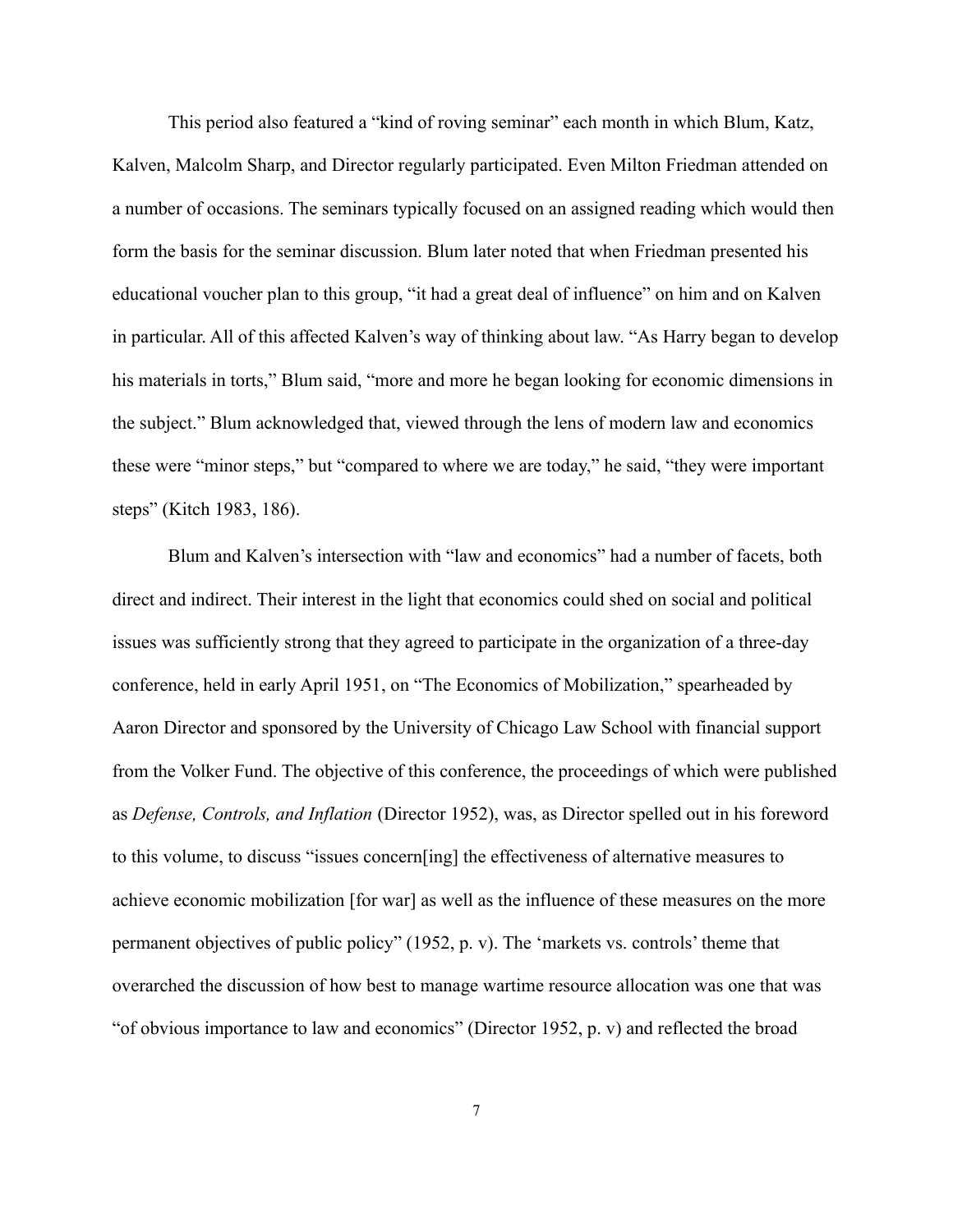This period also featured a "kind of roving seminar" each month in which Blum, Katz, Kalven, Malcolm Sharp, and Director regularly participated. Even Milton Friedman attended on a number of occasions. The seminars typically focused on an assigned reading which would then form the basis for the seminar discussion. Blum later noted that when Friedman presented his educational voucher plan to this group, "it had a great deal of influence" on him and on Kalven in particular. All of this affected Kalven's way of thinking about law. "As Harry began to develop his materials in torts," Blum said, "more and more he began looking for economic dimensions in the subject." Blum acknowledged that, viewed through the lens of modern law and economics these were "minor steps," but "compared to where we are today," he said, "they were important steps" (Kitch 1983, 186).

Blum and Kalven's intersection with "law and economics" had a number of facets, both direct and indirect. Their interest in the light that economics could shed on social and political issues was sufficiently strong that they agreed to participate in the organization of a three-day conference, held in early April 1951, on "The Economics of Mobilization," spearheaded by Aaron Director and sponsored by the University of Chicago Law School with financial support from the Volker Fund. The objective of this conference, the proceedings of which were published as *Defense, Controls, and Inflation* (Director 1952), was, as Director spelled out in his foreword to this volume, to discuss "issues concern[ing] the effectiveness of alternative measures to achieve economic mobilization [for war] as well as the influence of these measures on the more permanent objectives of public policy" (1952, p. v). The 'markets vs. controls' theme that overarched the discussion of how best to manage wartime resource allocation was one that was "of obvious importance to law and economics" (Director 1952, p. v) and reflected the broad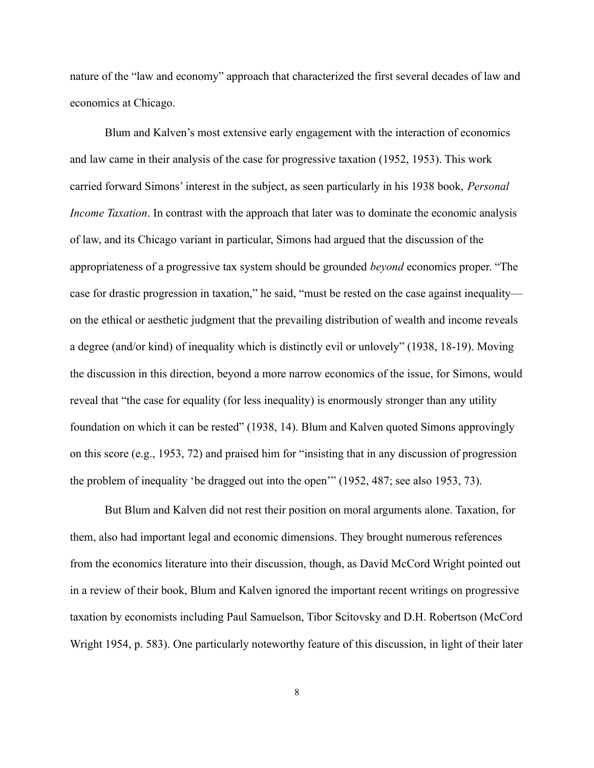nature of the "law and economy" approach that characterized the first several decades of law and economics at Chicago.

Blum and Kalven's most extensive early engagement with the interaction of economics and law came in their analysis of the case for progressive taxation (1952, 1953). This work carried forward Simons' interest in the subject, as seen particularly in his 1938 book, *Personal Income Taxation*. In contrast with the approach that later was to dominate the economic analysis of law, and its Chicago variant in particular, Simons had argued that the discussion of the appropriateness of a progressive tax system should be grounded *beyond* economics proper. "The case for drastic progression in taxation," he said, "must be rested on the case against inequality—on the ethical or aesthetic judgment that the prevailing distribution of wealth and income reveals a degree (and/or kind) of inequality which is distinctly evil or unlovely" (1938, 18-19). Moving the discussion in this direction, beyond a more narrow economics of the issue, for Simons, would reveal that "the case for equality (for less inequality) is enormously stronger than any utility foundation on which it can be rested" (1938, 14). Blum and Kalven quoted Simons approvingly on this score (e.g., 1953, 72) and praised him for "insisting that in any discussion of progression the problem of inequality 'be dragged out into the open'" (1952, 487; see also 1953, 73).

But Blum and Kalven did not rest their position on moral arguments alone. Taxation, for them, also had important legal and economic dimensions. They brought numerous references from the economics literature into their discussion, though, as David McCord Wright pointed out in a review of their book, Blum and Kalven ignored the important recent writings on progressive taxation by economists including Paul Samuelson, Tibor Scitovsky and D.H. Robertson (McCord Wright 1954, p. 583). One particularly noteworthy feature of this discussion, in light of their later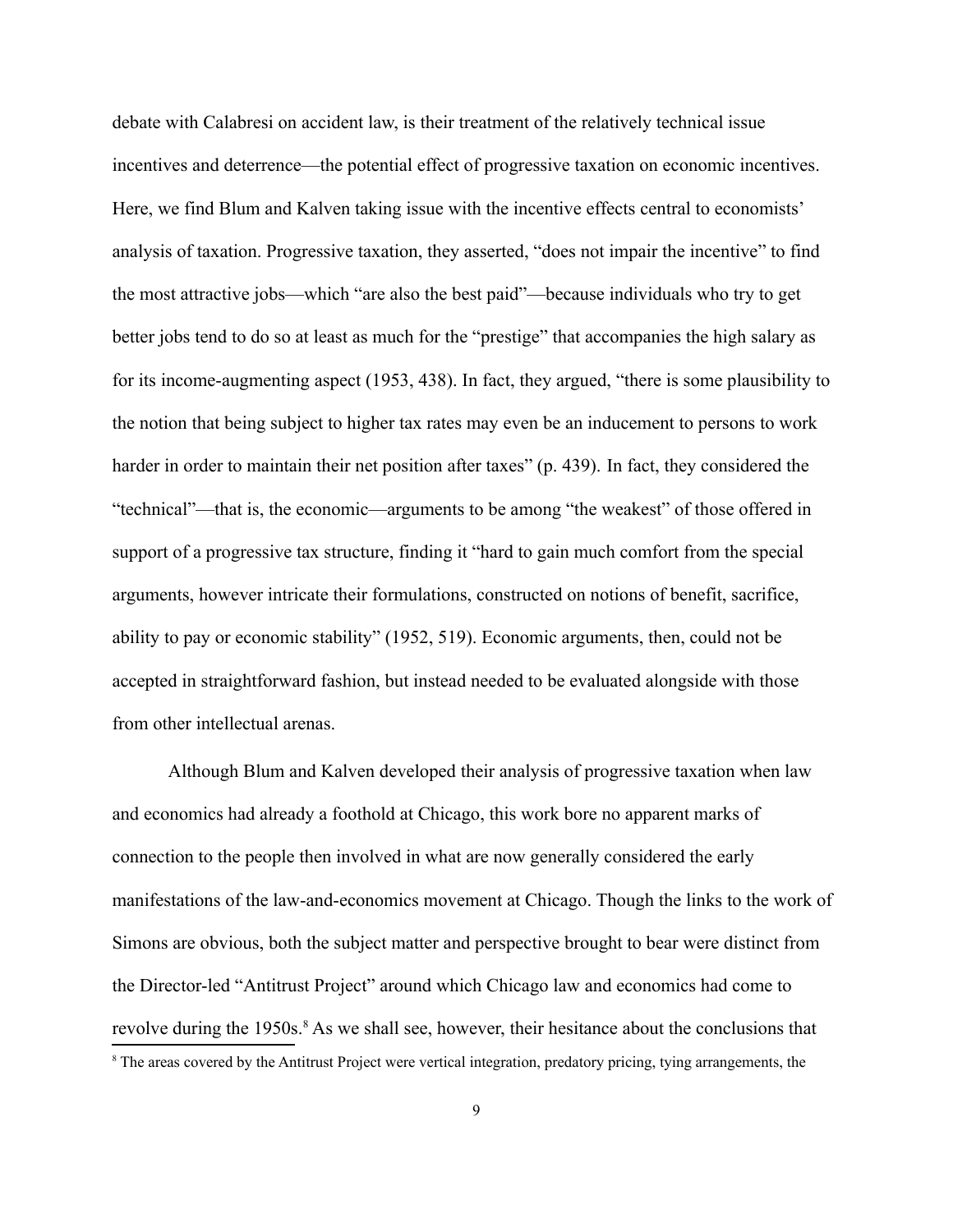debate with Calabresi on accident law, is their treatment of the relatively technical issue incentives and deterrence—the potential effect of progressive taxation on economic incentives. Here, we find Blum and Kalven taking issue with the incentive effects central to economists' analysis of taxation. Progressive taxation, they asserted, "does not impair the incentive" to find the most attractive jobs—which "are also the best paid"—because individuals who try to get better jobs tend to do so at least as much for the "prestige" that accompanies the high salary as for its income-augmenting aspect (1953, 438). In fact, they argued, "there is some plausibility to the notion that being subject to higher tax rates may even be an inducement to persons to work harder in order to maintain their net position after taxes" (p. 439). In fact, they considered the "technical"—that is, the economic—arguments to be among "the weakest" of those offered in support of a progressive tax structure, finding it "hard to gain much comfort from the special arguments, however intricate their formulations, constructed on notions of benefit, sacrifice, ability to pay or economic stability" (1952, 519). Economic arguments, then, could not be accepted in straightforward fashion, but instead needed to be evaluated alongside with those from other intellectual arenas.

Although Blum and Kalven developed their analysis of progressive taxation when law and economics had already a foothold at Chicago, this work bore no apparent marks of connection to the people then involved in what are now generally considered the early manifestations of the law-and-economics movement at Chicago. Though the links to the work of Simons are obvious, both the subject matter and perspective brought to bear were distinct from the Director-led "Antitrust Project" around which Chicago law and economics had come to revolve during the 1950s.[8] As we shall see, however, their hesitance about the conclusions that

[8] The areas covered by the Antitrust Project were vertical integration, predatory pricing, tying arrangements, the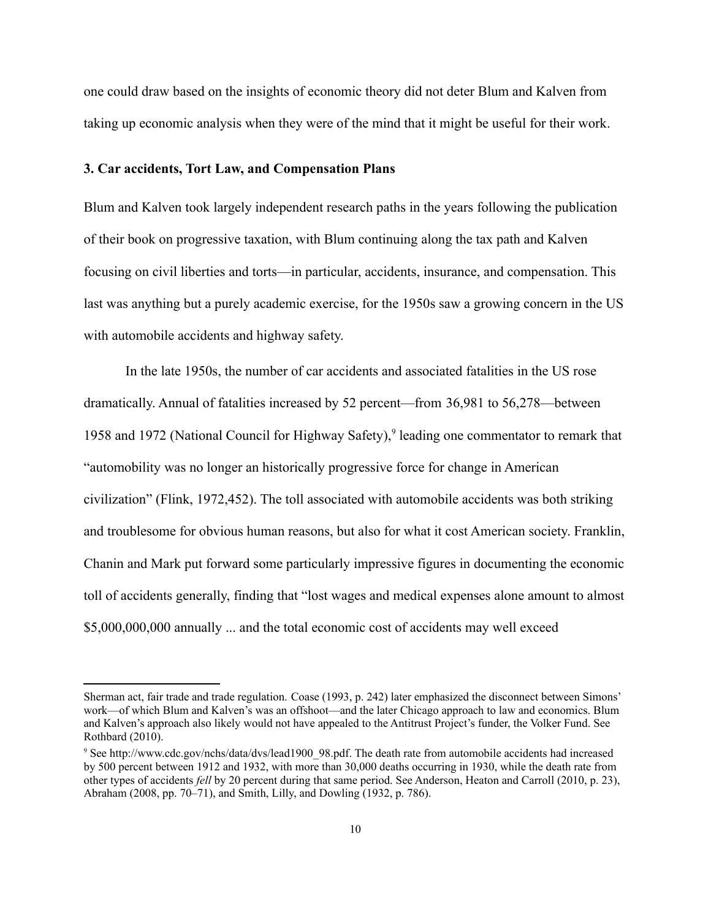one could draw based on the insights of economic theory did not deter Blum and Kalven from taking up economic analysis when they were of the mind that it might be useful for their work.

### 3. Car accidents, Tort Law, and Compensation Plans

Blum and Kalven took largely independent research paths in the years following the publication of their book on progressive taxation, with Blum continuing along the tax path and Kalven focusing on civil liberties and torts—in particular, accidents, insurance, and compensation. This last was anything but a purely academic exercise, for the 1950s saw a growing concern in the US with automobile accidents and highway safety.

In the late 1950s, the number of car accidents and associated fatalities in the US rose dramatically. Annual of fatalities increased by 52 percent—from 36,981 to 56,278—between 1958 and 1972 (National Council for Highway Safety),[9] leading one commentator to remark that "automobility was no longer an historically progressive force for change in American civilization" (Flink, 1972,452). The toll associated with automobile accidents was both striking and troublesome for obvious human reasons, but also for what it cost American society. Franklin, Chanin and Mark put forward some particularly impressive figures in documenting the economic toll of accidents generally, finding that "lost wages and medical expenses alone amount to almost $5,000,000,000 annually ... and the total economic cost of accidents may well exceed

---

Sherman act, fair trade and trade regulation. Coase (1993, p. 242) later emphasized the disconnect between Simons' work—of which Blum and Kalven's was an offshoot—and the later Chicago approach to law and economics. Blum and Kalven's approach also likely would not have appealed to the Antitrust Project's funder, the Volker Fund. See Rothbard (2010).

[9] See http://www.cdc.gov/nchs/data/dvs/lead1900_98.pdf. The death rate from automobile accidents had increased by 500 percent between 1912 and 1932, with more than 30,000 deaths occurring in 1930, while the death rate from other types of accidents *fell* by 20 percent during that same period. See Anderson, Heaton and Carroll (2010, p. 23), Abraham (2008, pp. 70–71), and Smith, Lilly, and Dowling (1932, p. 786).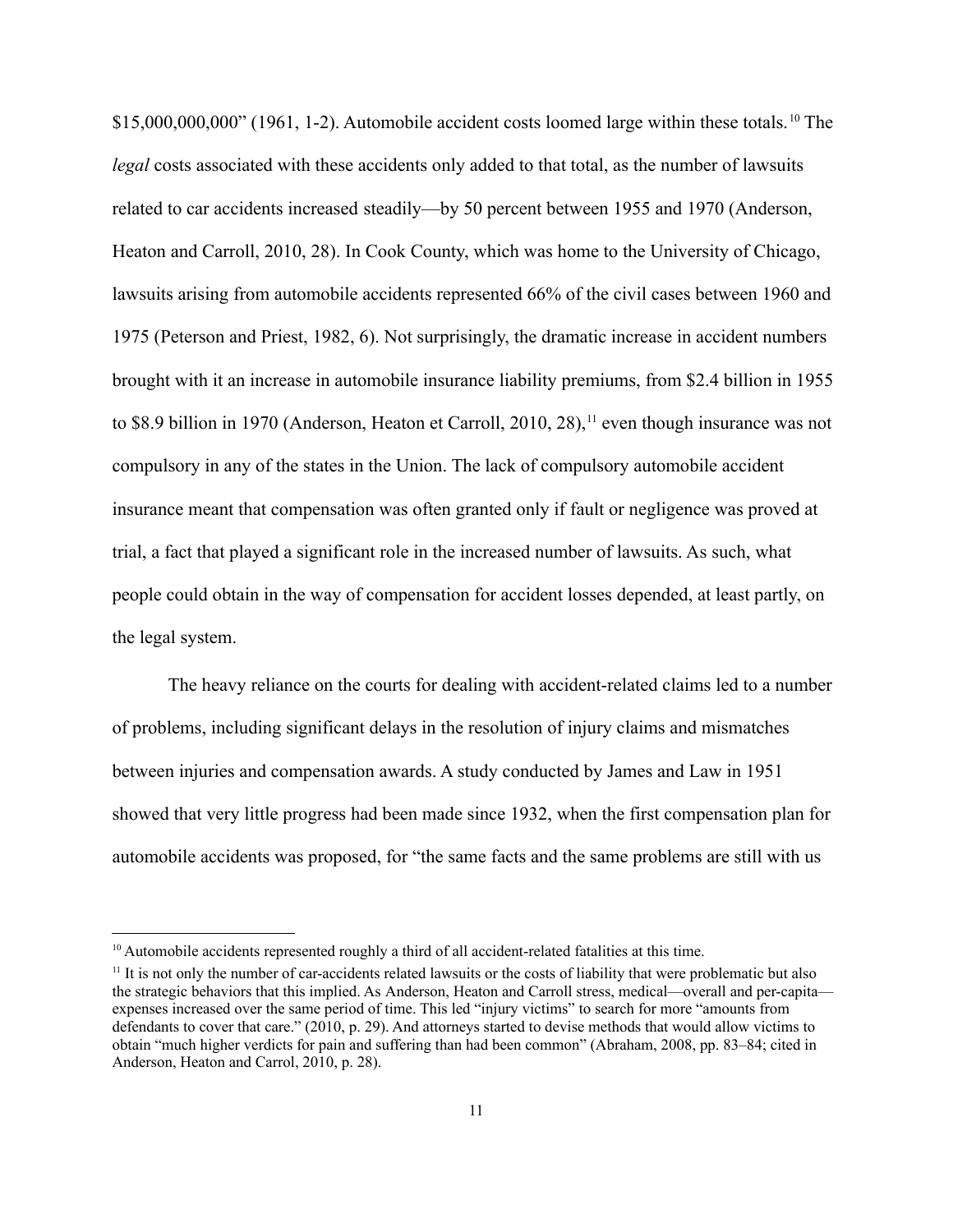$15,000,000,000" (1961, 1-2). Automobile accident costs loomed large within these totals.[10] The *legal* costs associated with these accidents only added to that total, as the number of lawsuits related to car accidents increased steadily—by 50 percent between 1955 and 1970 (Anderson, Heaton and Carroll, 2010, 28). In Cook County, which was home to the University of Chicago, lawsuits arising from automobile accidents represented 66% of the civil cases between 1960 and 1975 (Peterson and Priest, 1982, 6). Not surprisingly, the dramatic increase in accident numbers brought with it an increase in automobile insurance liability premiums, from $2.4 billion in 1955 to $8.9 billion in 1970 (Anderson, Heaton et Carroll, 2010, 28),[11] even though insurance was not compulsory in any of the states in the Union. The lack of compulsory automobile accident insurance meant that compensation was often granted only if fault or negligence was proved at trial, a fact that played a significant role in the increased number of lawsuits. As such, what people could obtain in the way of compensation for accident losses depended, at least partly, on the legal system.

The heavy reliance on the courts for dealing with accident-related claims led to a number of problems, including significant delays in the resolution of injury claims and mismatches between injuries and compensation awards. A study conducted by James and Law in 1951 showed that very little progress had been made since 1932, when the first compensation plan for automobile accidents was proposed, for "the same facts and the same problems are still with us

[10] Automobile accidents represented roughly a third of all accident-related fatalities at this time.

[11] It is not only the number of car-accidents related lawsuits or the costs of liability that were problematic but also the strategic behaviors that this implied. As Anderson, Heaton and Carroll stress, medical—overall and per-capita—expenses increased over the same period of time. This led "injury victims" to search for more "amounts from defendants to cover that care." (2010, p. 29). And attorneys started to devise methods that would allow victims to obtain "much higher verdicts for pain and suffering than had been common" (Abraham, 2008, pp. 83–84; cited in Anderson, Heaton and Carrol, 2010, p. 28).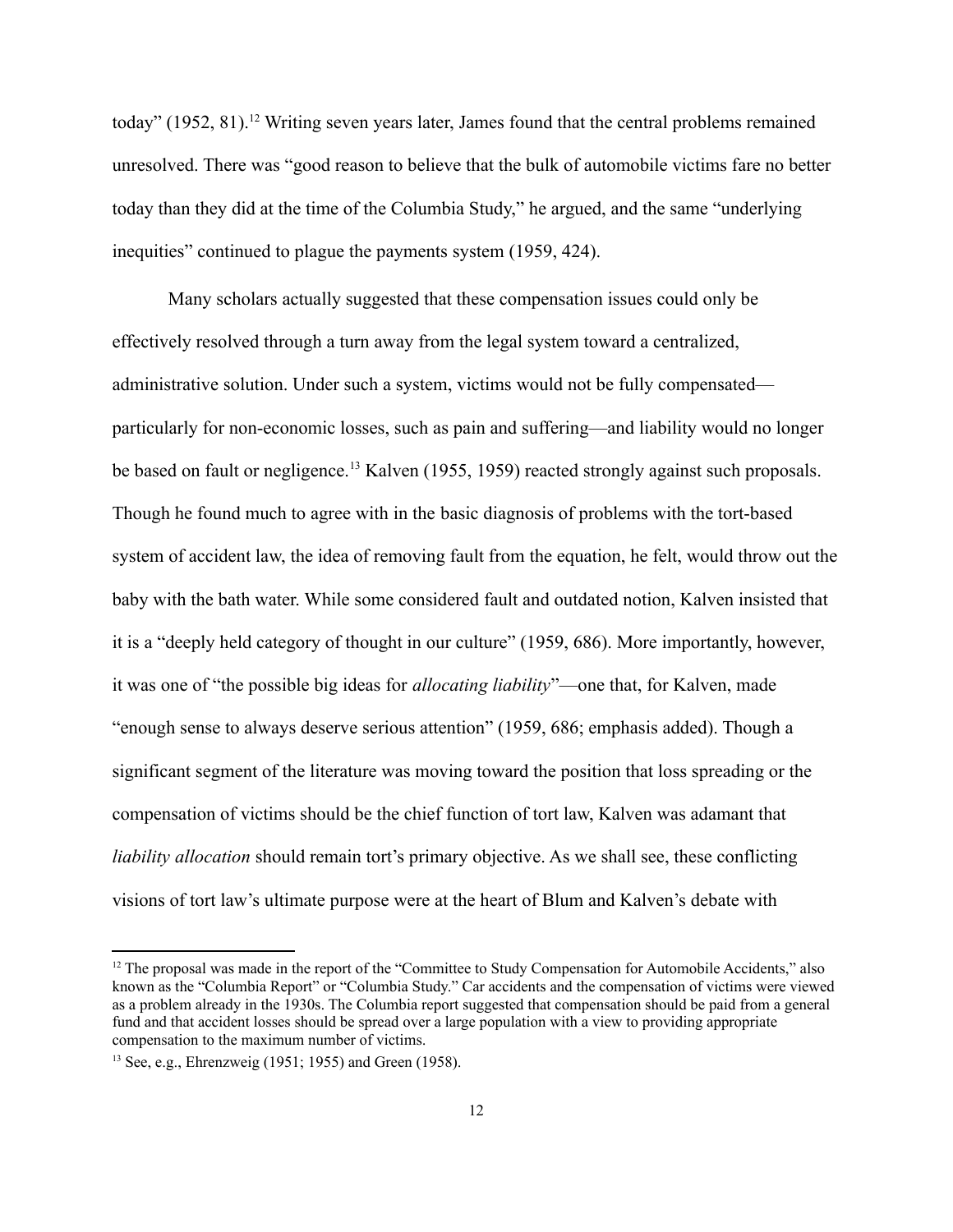today" (1952, 81).[12] Writing seven years later, James found that the central problems remained unresolved. There was "good reason to believe that the bulk of automobile victims fare no better today than they did at the time of the Columbia Study," he argued, and the same "underlying inequities" continued to plague the payments system (1959, 424).

Many scholars actually suggested that these compensation issues could only be effectively resolved through a turn away from the legal system toward a centralized, administrative solution. Under such a system, victims would not be fully compensated—particularly for non-economic losses, such as pain and suffering—and liability would no longer be based on fault or negligence.[13] Kalven (1955, 1959) reacted strongly against such proposals. Though he found much to agree with in the basic diagnosis of problems with the tort-based system of accident law, the idea of removing fault from the equation, he felt, would throw out the baby with the bath water. While some considered fault and outdated notion, Kalven insisted that it is a "deeply held category of thought in our culture" (1959, 686). More importantly, however, it was one of "the possible big ideas for *allocating liability*"—one that, for Kalven, made "enough sense to always deserve serious attention" (1959, 686; emphasis added). Though a significant segment of the literature was moving toward the position that loss spreading or the compensation of victims should be the chief function of tort law, Kalven was adamant that *liability allocation* should remain tort's primary objective. As we shall see, these conflicting visions of tort law's ultimate purpose were at the heart of Blum and Kalven's debate with

[12] The proposal was made in the report of the "Committee to Study Compensation for Automobile Accidents," also known as the "Columbia Report" or "Columbia Study." Car accidents and the compensation of victims were viewed as a problem already in the 1930s. The Columbia report suggested that compensation should be paid from a general fund and that accident losses should be spread over a large population with a view to providing appropriate compensation to the maximum number of victims.

[13] See, e.g., Ehrenzweig (1951; 1955) and Green (1958).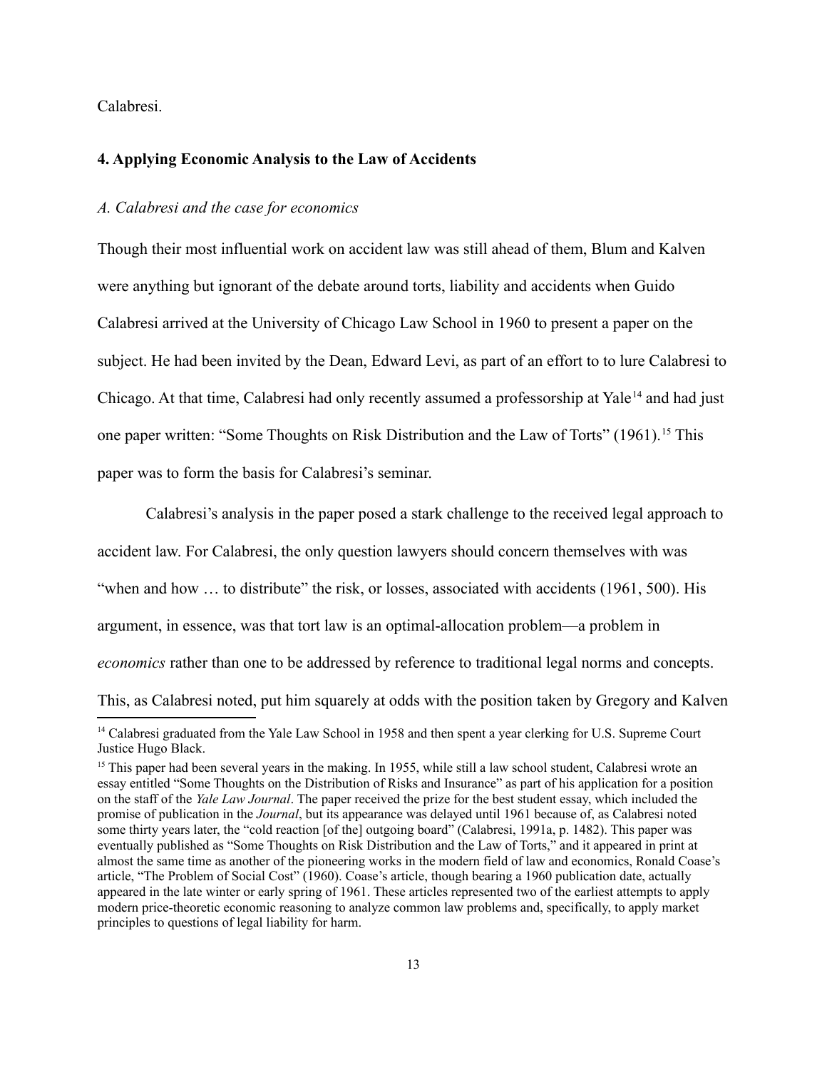Calabresi.

## 4. Applying Economic Analysis to the Law of Accidents

### *A. Calabresi and the case for economics*

Though their most influential work on accident law was still ahead of them, Blum and Kalven were anything but ignorant of the debate around torts, liability and accidents when Guido Calabresi arrived at the University of Chicago Law School in 1960 to present a paper on the subject. He had been invited by the Dean, Edward Levi, as part of an effort to to lure Calabresi to Chicago. At that time, Calabresi had only recently assumed a professorship at Yale[14] and had just one paper written: "Some Thoughts on Risk Distribution and the Law of Torts" (1961).[15] This paper was to form the basis for Calabresi's seminar.

Calabresi's analysis in the paper posed a stark challenge to the received legal approach to accident law. For Calabresi, the only question lawyers should concern themselves with was "when and how … to distribute" the risk, or losses, associated with accidents (1961, 500). His argument, in essence, was that tort law is an optimal-allocation problem—a problem in *economics* rather than one to be addressed by reference to traditional legal norms and concepts. This, as Calabresi noted, put him squarely at odds with the position taken by Gregory and Kalven

---

[14] Calabresi graduated from the Yale Law School in 1958 and then spent a year clerking for U.S. Supreme Court Justice Hugo Black.

[15] This paper had been several years in the making. In 1955, while still a law school student, Calabresi wrote an essay entitled "Some Thoughts on the Distribution of Risks and Insurance" as part of his application for a position on the staff of the *Yale Law Journal*. The paper received the prize for the best student essay, which included the promise of publication in the *Journal*, but its appearance was delayed until 1961 because of, as Calabresi noted some thirty years later, the "cold reaction [of the] outgoing board" (Calabresi, 1991a, p. 1482). This paper was eventually published as "Some Thoughts on Risk Distribution and the Law of Torts," and it appeared in print at almost the same time as another of the pioneering works in the modern field of law and economics, Ronald Coase's article, "The Problem of Social Cost" (1960). Coase's article, though bearing a 1960 publication date, actually appeared in the late winter or early spring of 1961. These articles represented two of the earliest attempts to apply modern price-theoretic economic reasoning to analyze common law problems and, specifically, to apply market principles to questions of legal liability for harm.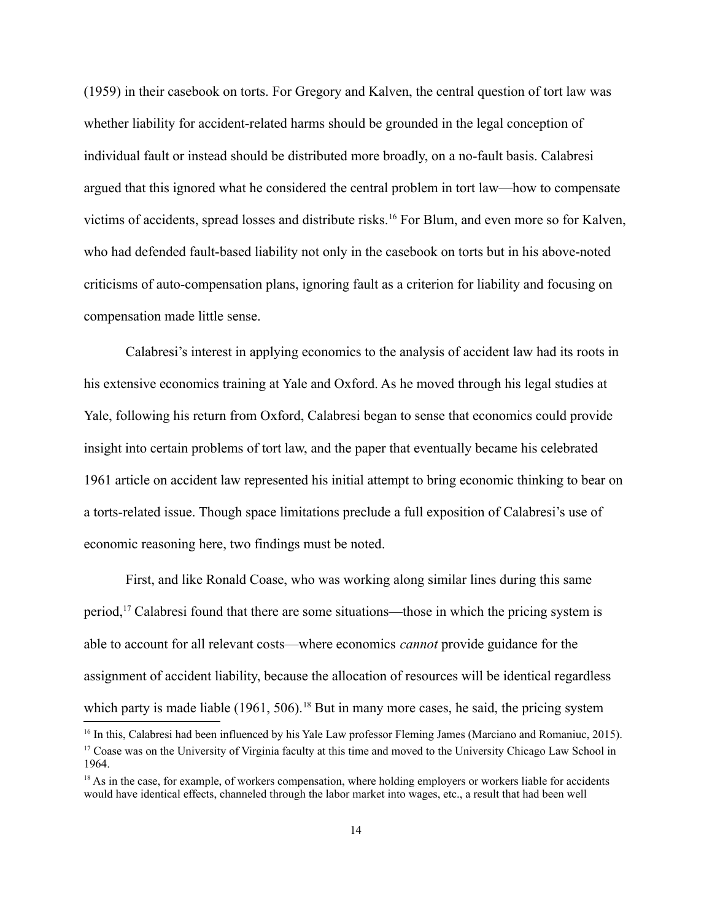(1959) in their casebook on torts. For Gregory and Kalven, the central question of tort law was whether liability for accident-related harms should be grounded in the legal conception of individual fault or instead should be distributed more broadly, on a no-fault basis. Calabresi argued that this ignored what he considered the central problem in tort law—how to compensate victims of accidents, spread losses and distribute risks.[16] For Blum, and even more so for Kalven, who had defended fault-based liability not only in the casebook on torts but in his above-noted criticisms of auto-compensation plans, ignoring fault as a criterion for liability and focusing on compensation made little sense.

Calabresi's interest in applying economics to the analysis of accident law had its roots in his extensive economics training at Yale and Oxford. As he moved through his legal studies at Yale, following his return from Oxford, Calabresi began to sense that economics could provide insight into certain problems of tort law, and the paper that eventually became his celebrated 1961 article on accident law represented his initial attempt to bring economic thinking to bear on a torts-related issue. Though space limitations preclude a full exposition of Calabresi's use of economic reasoning here, two findings must be noted.

First, and like Ronald Coase, who was working along similar lines during this same period,[17] Calabresi found that there are some situations—those in which the pricing system is able to account for all relevant costs—where economics *cannot* provide guidance for the assignment of accident liability, because the allocation of resources will be identical regardless which party is made liable (1961, 506).[18] But in many more cases, he said, the pricing system

[16] In this, Calabresi had been influenced by his Yale Law professor Fleming James (Marciano and Romaniuc, 2015).

[17] Coase was on the University of Virginia faculty at this time and moved to the University Chicago Law School in 1964.

[18] As in the case, for example, of workers compensation, where holding employers or workers liable for accidents would have identical effects, channeled through the labor market into wages, etc., a result that had been well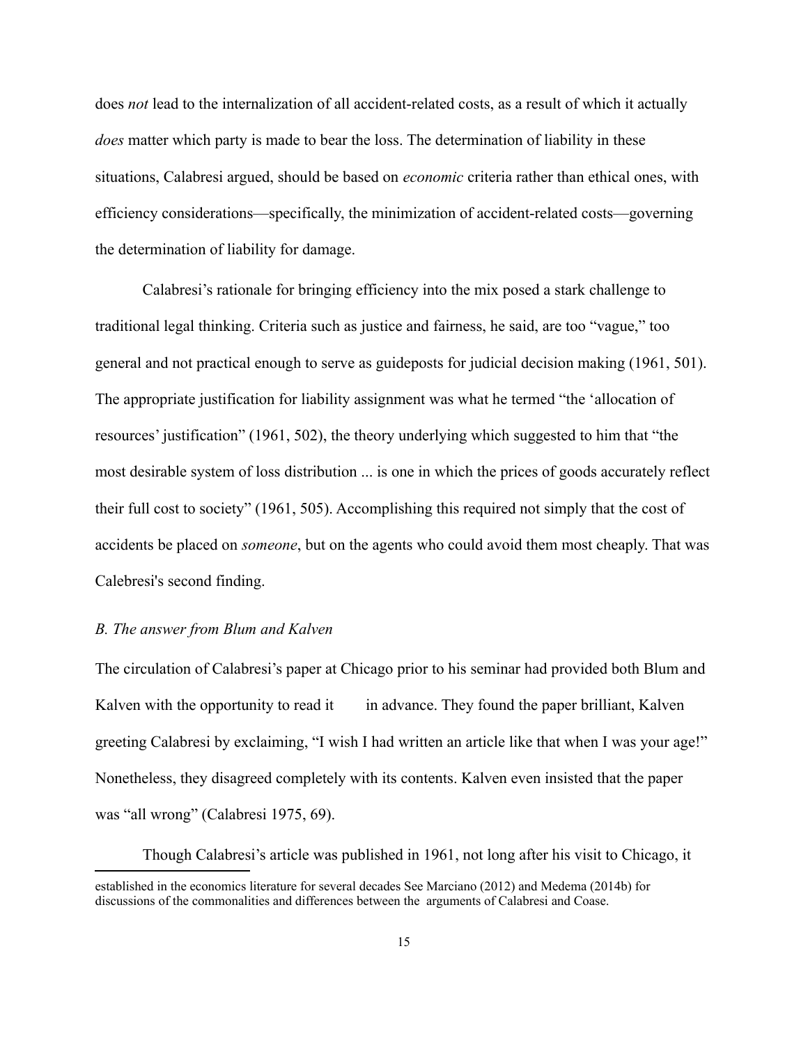does *not* lead to the internalization of all accident-related costs, as a result of which it actually *does* matter which party is made to bear the loss. The determination of liability in these situations, Calabresi argued, should be based on *economic* criteria rather than ethical ones, with efficiency considerations—specifically, the minimization of accident-related costs—governing the determination of liability for damage.

Calabresi's rationale for bringing efficiency into the mix posed a stark challenge to traditional legal thinking. Criteria such as justice and fairness, he said, are too "vague," too general and not practical enough to serve as guideposts for judicial decision making (1961, 501). The appropriate justification for liability assignment was what he termed "the 'allocation of resources' justification" (1961, 502), the theory underlying which suggested to him that "the most desirable system of loss distribution ... is one in which the prices of goods accurately reflect their full cost to society" (1961, 505). Accomplishing this required not simply that the cost of accidents be placed on *someone*, but on the agents who could avoid them most cheaply. That was Calebresi's second finding.

### *B. The answer from Blum and Kalven*

The circulation of Calabresi's paper at Chicago prior to his seminar had provided both Blum and Kalven with the opportunity to read it in advance. They found the paper brilliant, Kalven greeting Calabresi by exclaiming, "I wish I had written an article like that when I was your age!" Nonetheless, they disagreed completely with its contents. Kalven even insisted that the paper was "all wrong" (Calabresi 1975, 69).

Though Calabresi's article was published in 1961, not long after his visit to Chicago, it

---

established in the economics literature for several decades See Marciano (2012) and Medema (2014b) for discussions of the commonalities and differences between the arguments of Calabresi and Coase.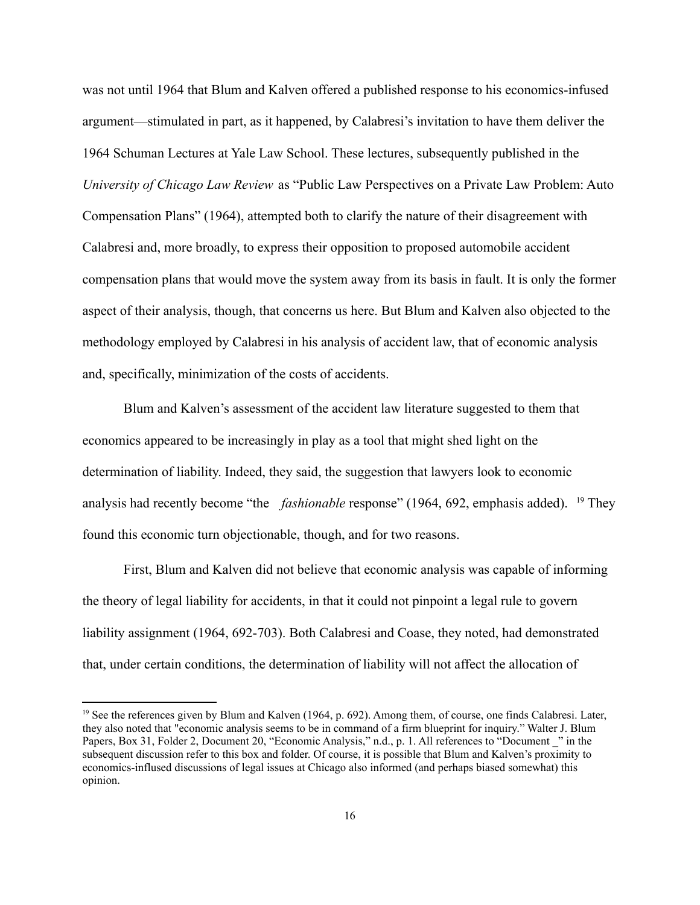was not until 1964 that Blum and Kalven offered a published response to his economics-infused argument—stimulated in part, as it happened, by Calabresi's invitation to have them deliver the 1964 Schuman Lectures at Yale Law School. These lectures, subsequently published in the *University of Chicago Law Review* as "Public Law Perspectives on a Private Law Problem: Auto Compensation Plans" (1964), attempted both to clarify the nature of their disagreement with Calabresi and, more broadly, to express their opposition to proposed automobile accident compensation plans that would move the system away from its basis in fault. It is only the former aspect of their analysis, though, that concerns us here. But Blum and Kalven also objected to the methodology employed by Calabresi in his analysis of accident law, that of economic analysis and, specifically, minimization of the costs of accidents.

Blum and Kalven's assessment of the accident law literature suggested to them that economics appeared to be increasingly in play as a tool that might shed light on the determination of liability. Indeed, they said, the suggestion that lawyers look to economic analysis had recently become "the *fashionable* response" (1964, 692, emphasis added).[19] They found this economic turn objectionable, though, and for two reasons.

First, Blum and Kalven did not believe that economic analysis was capable of informing the theory of legal liability for accidents, in that it could not pinpoint a legal rule to govern liability assignment (1964, 692-703). Both Calabresi and Coase, they noted, had demonstrated that, under certain conditions, the determination of liability will not affect the allocation of

---

[19] See the references given by Blum and Kalven (1964, p. 692). Among them, of course, one finds Calabresi. Later, they also noted that "economic analysis seems to be in command of a firm blueprint for inquiry." Walter J. Blum Papers, Box 31, Folder 2, Document 20, "Economic Analysis," n.d., p. 1. All references to "Document _" in the subsequent discussion refer to this box and folder. Of course, it is possible that Blum and Kalven's proximity to economics-inflused discussions of legal issues at Chicago also informed (and perhaps biased somewhat) this opinion.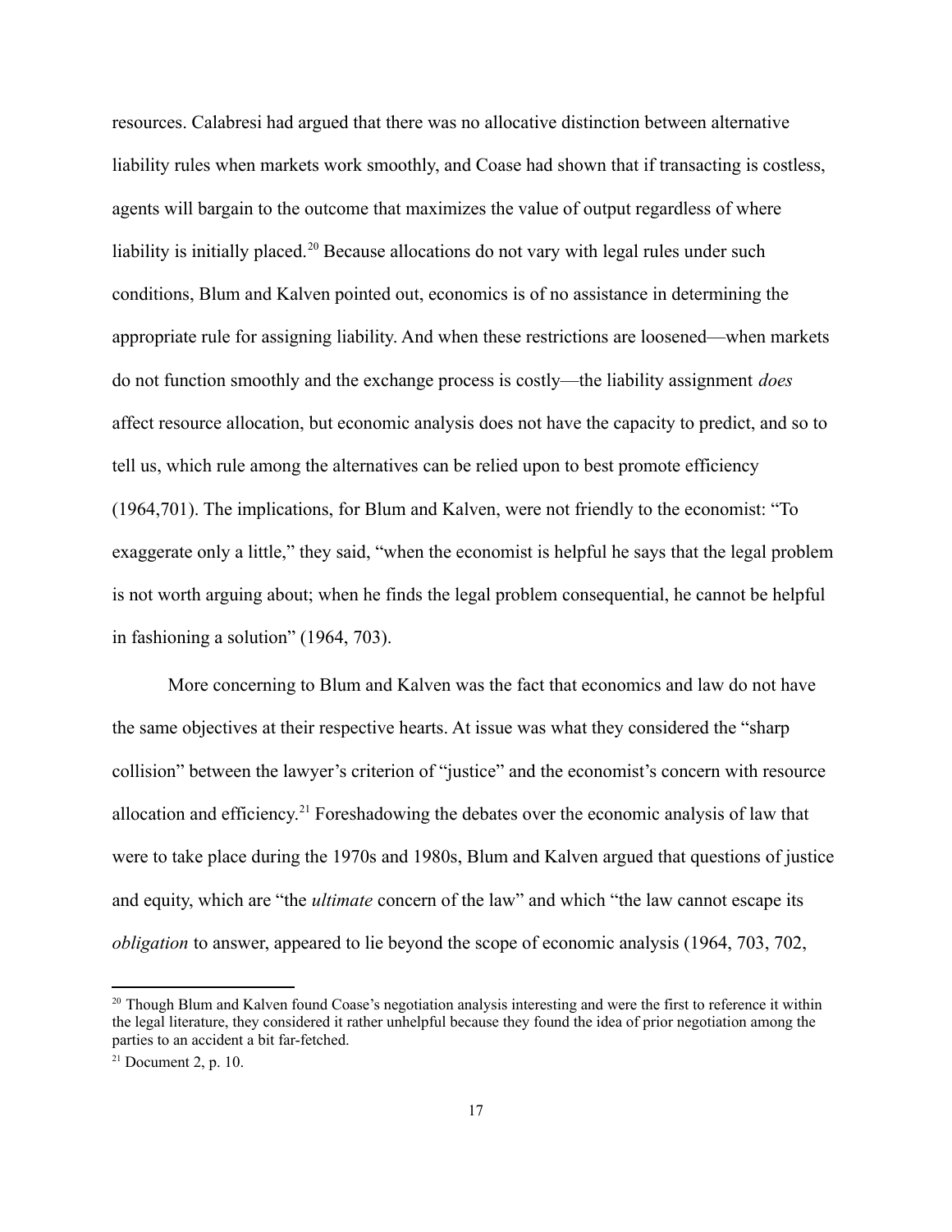resources. Calabresi had argued that there was no allocative distinction between alternative liability rules when markets work smoothly, and Coase had shown that if transacting is costless, agents will bargain to the outcome that maximizes the value of output regardless of where liability is initially placed.[20] Because allocations do not vary with legal rules under such conditions, Blum and Kalven pointed out, economics is of no assistance in determining the appropriate rule for assigning liability. And when these restrictions are loosened—when markets do not function smoothly and the exchange process is costly—the liability assignment *does* affect resource allocation, but economic analysis does not have the capacity to predict, and so to tell us, which rule among the alternatives can be relied upon to best promote efficiency (1964,701). The implications, for Blum and Kalven, were not friendly to the economist: "To exaggerate only a little," they said, "when the economist is helpful he says that the legal problem is not worth arguing about; when he finds the legal problem consequential, he cannot be helpful in fashioning a solution" (1964, 703).

More concerning to Blum and Kalven was the fact that economics and law do not have the same objectives at their respective hearts. At issue was what they considered the "sharp collision" between the lawyer's criterion of "justice" and the economist's concern with resource allocation and efficiency.[21] Foreshadowing the debates over the economic analysis of law that were to take place during the 1970s and 1980s, Blum and Kalven argued that questions of justice and equity, which are "the *ultimate* concern of the law" and which "the law cannot escape its *obligation* to answer, appeared to lie beyond the scope of economic analysis (1964, 703, 702,

[20] Though Blum and Kalven found Coase's negotiation analysis interesting and were the first to reference it within the legal literature, they considered it rather unhelpful because they found the idea of prior negotiation among the parties to an accident a bit far-fetched.

[21] Document 2, p. 10.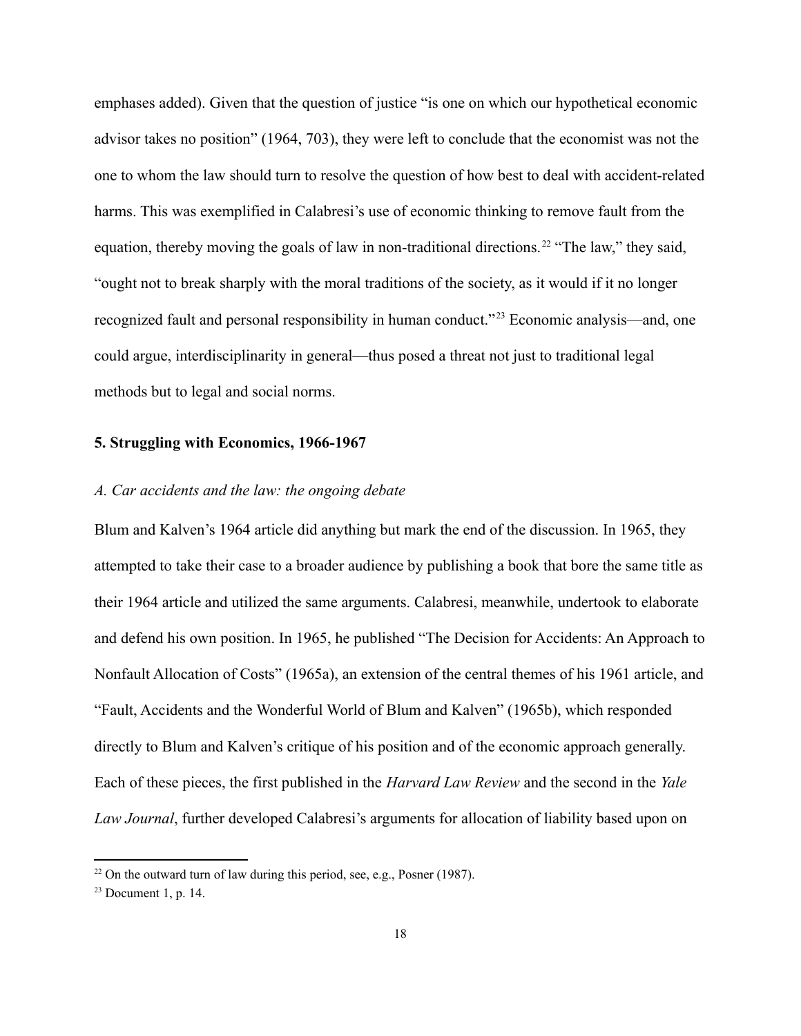emphases added). Given that the question of justice "is one on which our hypothetical economic advisor takes no position" (1964, 703), they were left to conclude that the economist was not the one to whom the law should turn to resolve the question of how best to deal with accident-related harms. This was exemplified in Calabresi's use of economic thinking to remove fault from the equation, thereby moving the goals of law in non-traditional directions.[22] "The law," they said, "ought not to break sharply with the moral traditions of the society, as it would if it no longer recognized fault and personal responsibility in human conduct."[23] Economic analysis—and, one could argue, interdisciplinarity in general—thus posed a threat not just to traditional legal methods but to legal and social norms.

## 5. Struggling with Economics, 1966-1967

### *A. Car accidents and the law: the ongoing debate*

Blum and Kalven's 1964 article did anything but mark the end of the discussion. In 1965, they attempted to take their case to a broader audience by publishing a book that bore the same title as their 1964 article and utilized the same arguments. Calabresi, meanwhile, undertook to elaborate and defend his own position. In 1965, he published "The Decision for Accidents: An Approach to Nonfault Allocation of Costs" (1965a), an extension of the central themes of his 1961 article, and "Fault, Accidents and the Wonderful World of Blum and Kalven" (1965b), which responded directly to Blum and Kalven's critique of his position and of the economic approach generally. Each of these pieces, the first published in the *Harvard Law Review* and the second in the *Yale Law Journal*, further developed Calabresi's arguments for allocation of liability based upon on

[22] On the outward turn of law during this period, see, e.g., Posner (1987).

[23] Document 1, p. 14.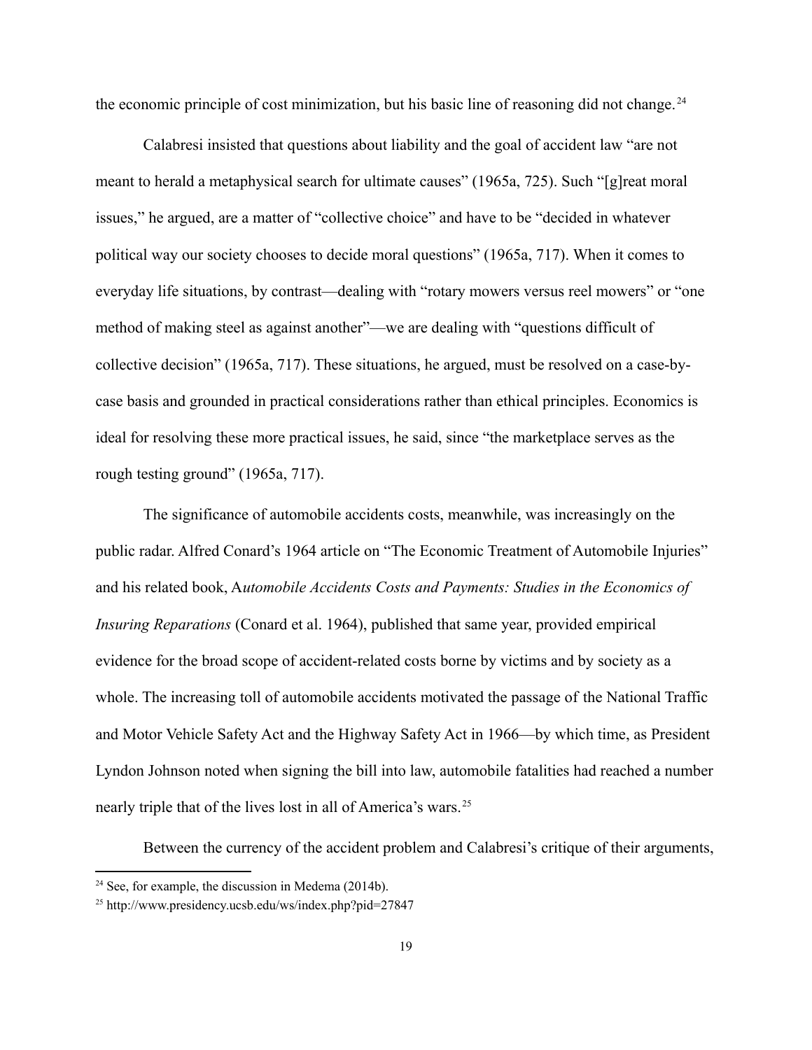the economic principle of cost minimization, but his basic line of reasoning did not change.[24]

Calabresi insisted that questions about liability and the goal of accident law "are not meant to herald a metaphysical search for ultimate causes" (1965a, 725). Such "[g]reat moral issues," he argued, are a matter of "collective choice" and have to be "decided in whatever political way our society chooses to decide moral questions" (1965a, 717). When it comes to everyday life situations, by contrast—dealing with "rotary mowers versus reel mowers" or "one method of making steel as against another"—we are dealing with "questions difficult of collective decision" (1965a, 717). These situations, he argued, must be resolved on a case-by-case basis and grounded in practical considerations rather than ethical principles. Economics is ideal for resolving these more practical issues, he said, since "the marketplace serves as the rough testing ground" (1965a, 717).

The significance of automobile accidents costs, meanwhile, was increasingly on the public radar. Alfred Conard's 1964 article on "The Economic Treatment of Automobile Injuries" and his related book, A*utomobile Accidents Costs and Payments: Studies in the Economics of Insuring Reparations* (Conard et al. 1964), published that same year, provided empirical evidence for the broad scope of accident-related costs borne by victims and by society as a whole. The increasing toll of automobile accidents motivated the passage of the National Traffic and Motor Vehicle Safety Act and the Highway Safety Act in 1966—by which time, as President Lyndon Johnson noted when signing the bill into law, automobile fatalities had reached a number nearly triple that of the lives lost in all of America's wars.[25]

Between the currency of the accident problem and Calabresi's critique of their arguments,

[24] See, for example, the discussion in Medema (2014b).

[25] http://www.presidency.ucsb.edu/ws/index.php?pid=27847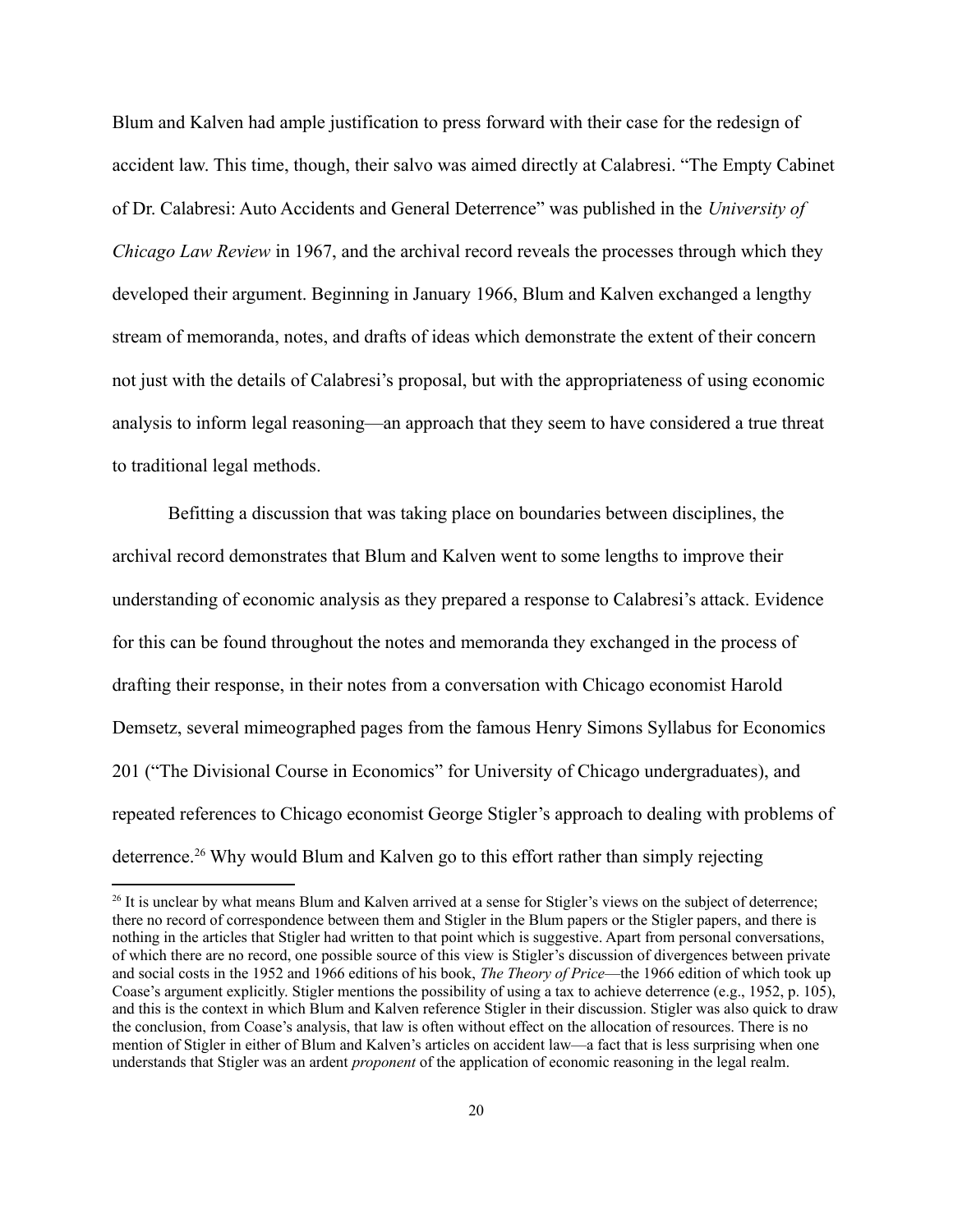Blum and Kalven had ample justification to press forward with their case for the redesign of accident law. This time, though, their salvo was aimed directly at Calabresi. "The Empty Cabinet of Dr. Calabresi: Auto Accidents and General Deterrence" was published in the *University of Chicago Law Review* in 1967, and the archival record reveals the processes through which they developed their argument. Beginning in January 1966, Blum and Kalven exchanged a lengthy stream of memoranda, notes, and drafts of ideas which demonstrate the extent of their concern not just with the details of Calabresi's proposal, but with the appropriateness of using economic analysis to inform legal reasoning—an approach that they seem to have considered a true threat to traditional legal methods.

Befitting a discussion that was taking place on boundaries between disciplines, the archival record demonstrates that Blum and Kalven went to some lengths to improve their understanding of economic analysis as they prepared a response to Calabresi's attack. Evidence for this can be found throughout the notes and memoranda they exchanged in the process of drafting their response, in their notes from a conversation with Chicago economist Harold Demsetz, several mimeographed pages from the famous Henry Simons Syllabus for Economics 201 ("The Divisional Course in Economics" for University of Chicago undergraduates), and repeated references to Chicago economist George Stigler's approach to dealing with problems of deterrence.[26] Why would Blum and Kalven go to this effort rather than simply rejecting

[26] It is unclear by what means Blum and Kalven arrived at a sense for Stigler's views on the subject of deterrence; there no record of correspondence between them and Stigler in the Blum papers or the Stigler papers, and there is nothing in the articles that Stigler had written to that point which is suggestive. Apart from personal conversations, of which there are no record, one possible source of this view is Stigler's discussion of divergences between private and social costs in the 1952 and 1966 editions of his book, *The Theory of Price*—the 1966 edition of which took up Coase's argument explicitly. Stigler mentions the possibility of using a tax to achieve deterrence (e.g., 1952, p. 105), and this is the context in which Blum and Kalven reference Stigler in their discussion. Stigler was also quick to draw the conclusion, from Coase's analysis, that law is often without effect on the allocation of resources. There is no mention of Stigler in either of Blum and Kalven's articles on accident law—a fact that is less surprising when one understands that Stigler was an ardent *proponent* of the application of economic reasoning in the legal realm.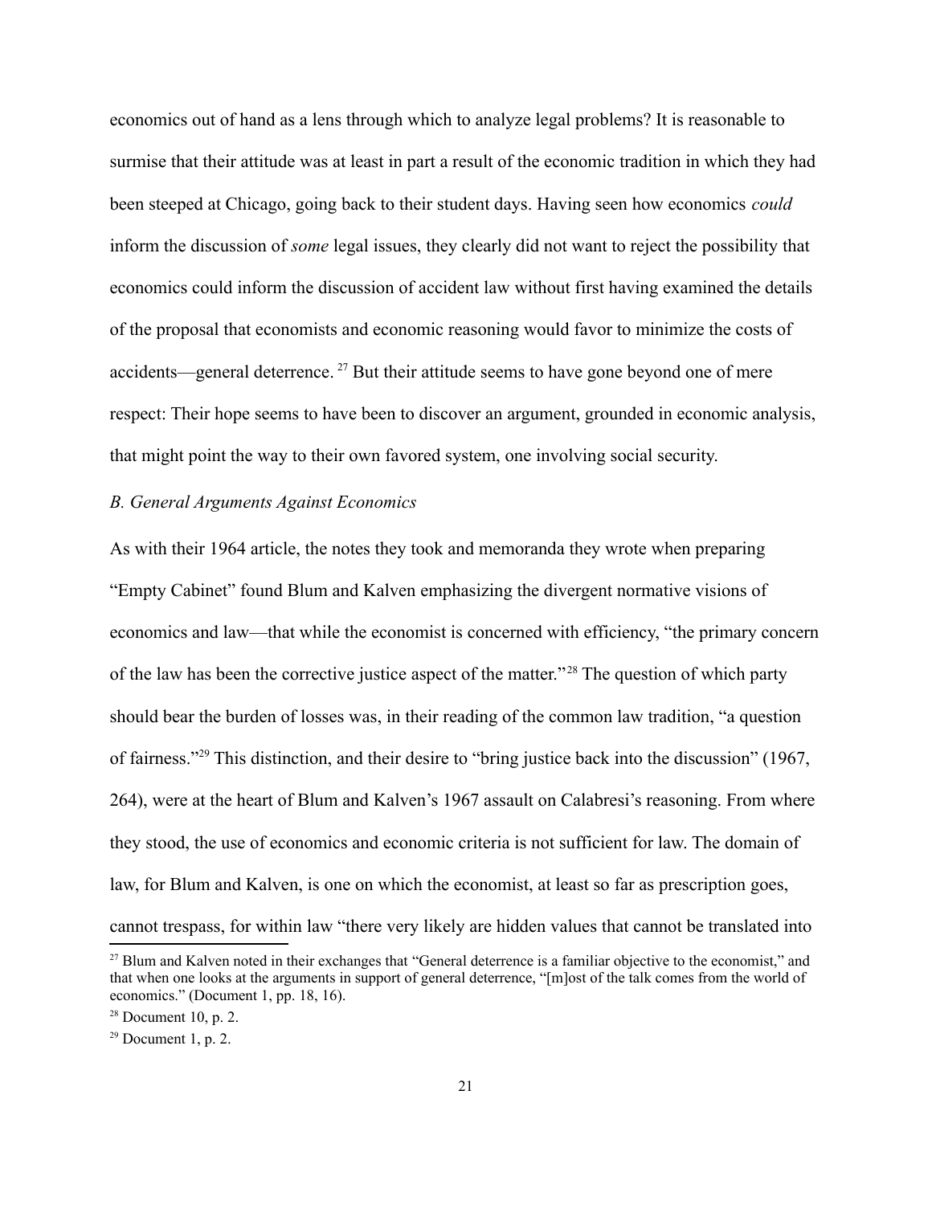economics out of hand as a lens through which to analyze legal problems? It is reasonable to surmise that their attitude was at least in part a result of the economic tradition in which they had been steeped at Chicago, going back to their student days. Having seen how economics *could* inform the discussion of *some* legal issues, they clearly did not want to reject the possibility that economics could inform the discussion of accident law without first having examined the details of the proposal that economists and economic reasoning would favor to minimize the costs of accidents—general deterrence.[27] But their attitude seems to have gone beyond one of mere respect: Their hope seems to have been to discover an argument, grounded in economic analysis, that might point the way to their own favored system, one involving social security.

### *B. General Arguments Against Economics*

As with their 1964 article, the notes they took and memoranda they wrote when preparing "Empty Cabinet" found Blum and Kalven emphasizing the divergent normative visions of economics and law—that while the economist is concerned with efficiency, "the primary concern of the law has been the corrective justice aspect of the matter."[28] The question of which party should bear the burden of losses was, in their reading of the common law tradition, "a question of fairness."[29] This distinction, and their desire to "bring justice back into the discussion" (1967, 264), were at the heart of Blum and Kalven's 1967 assault on Calabresi's reasoning. From where they stood, the use of economics and economic criteria is not sufficient for law. The domain of law, for Blum and Kalven, is one on which the economist, at least so far as prescription goes, cannot trespass, for within law "there very likely are hidden values that cannot be translated into

[27] Blum and Kalven noted in their exchanges that "General deterrence is a familiar objective to the economist," and that when one looks at the arguments in support of general deterrence, "[m]ost of the talk comes from the world of economics." (Document 1, pp. 18, 16).

[28] Document 10, p. 2.

[29] Document 1, p. 2.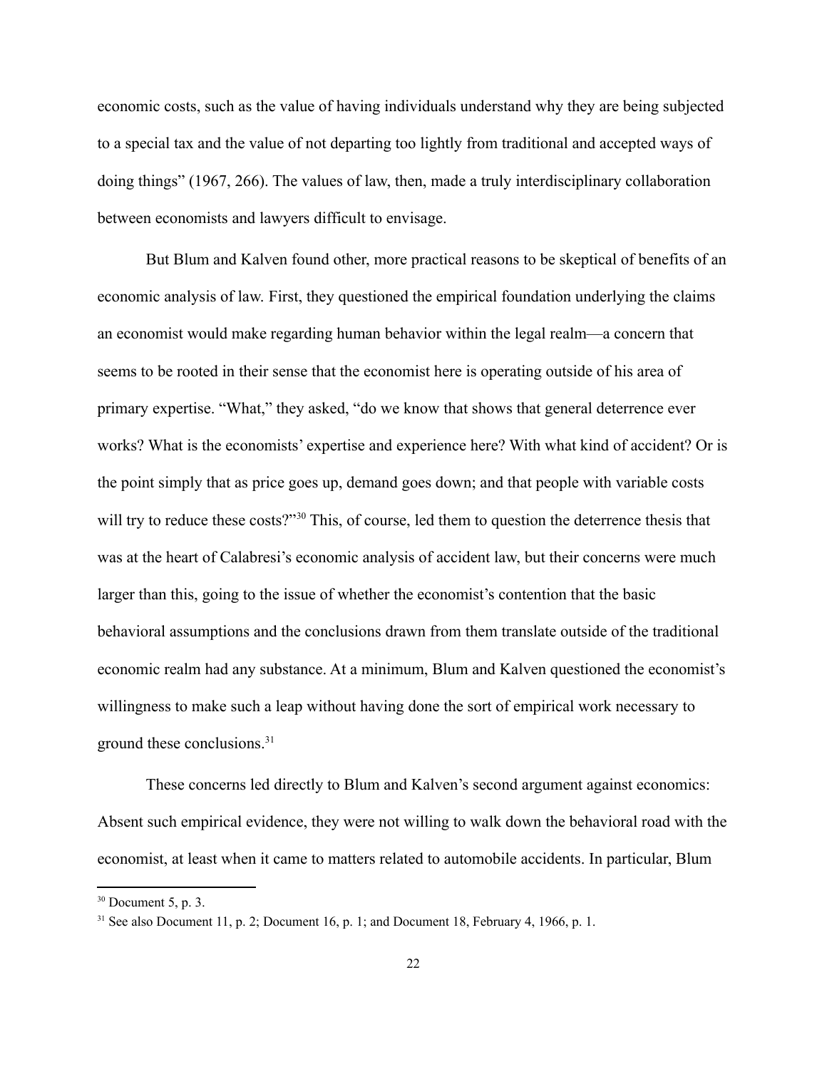economic costs, such as the value of having individuals understand why they are being subjected to a special tax and the value of not departing too lightly from traditional and accepted ways of doing things" (1967, 266). The values of law, then, made a truly interdisciplinary collaboration between economists and lawyers difficult to envisage.

But Blum and Kalven found other, more practical reasons to be skeptical of benefits of an economic analysis of law. First, they questioned the empirical foundation underlying the claims an economist would make regarding human behavior within the legal realm—a concern that seems to be rooted in their sense that the economist here is operating outside of his area of primary expertise. "What," they asked, "do we know that shows that general deterrence ever works? What is the economists' expertise and experience here? With what kind of accident? Or is the point simply that as price goes up, demand goes down; and that people with variable costs will try to reduce these costs?"[30] This, of course, led them to question the deterrence thesis that was at the heart of Calabresi's economic analysis of accident law, but their concerns were much larger than this, going to the issue of whether the economist's contention that the basic behavioral assumptions and the conclusions drawn from them translate outside of the traditional economic realm had any substance. At a minimum, Blum and Kalven questioned the economist's willingness to make such a leap without having done the sort of empirical work necessary to ground these conclusions.[31]

These concerns led directly to Blum and Kalven's second argument against economics: Absent such empirical evidence, they were not willing to walk down the behavioral road with the economist, at least when it came to matters related to automobile accidents. In particular, Blum

[30] Document 5, p. 3.

[31] See also Document 11, p. 2; Document 16, p. 1; and Document 18, February 4, 1966, p. 1.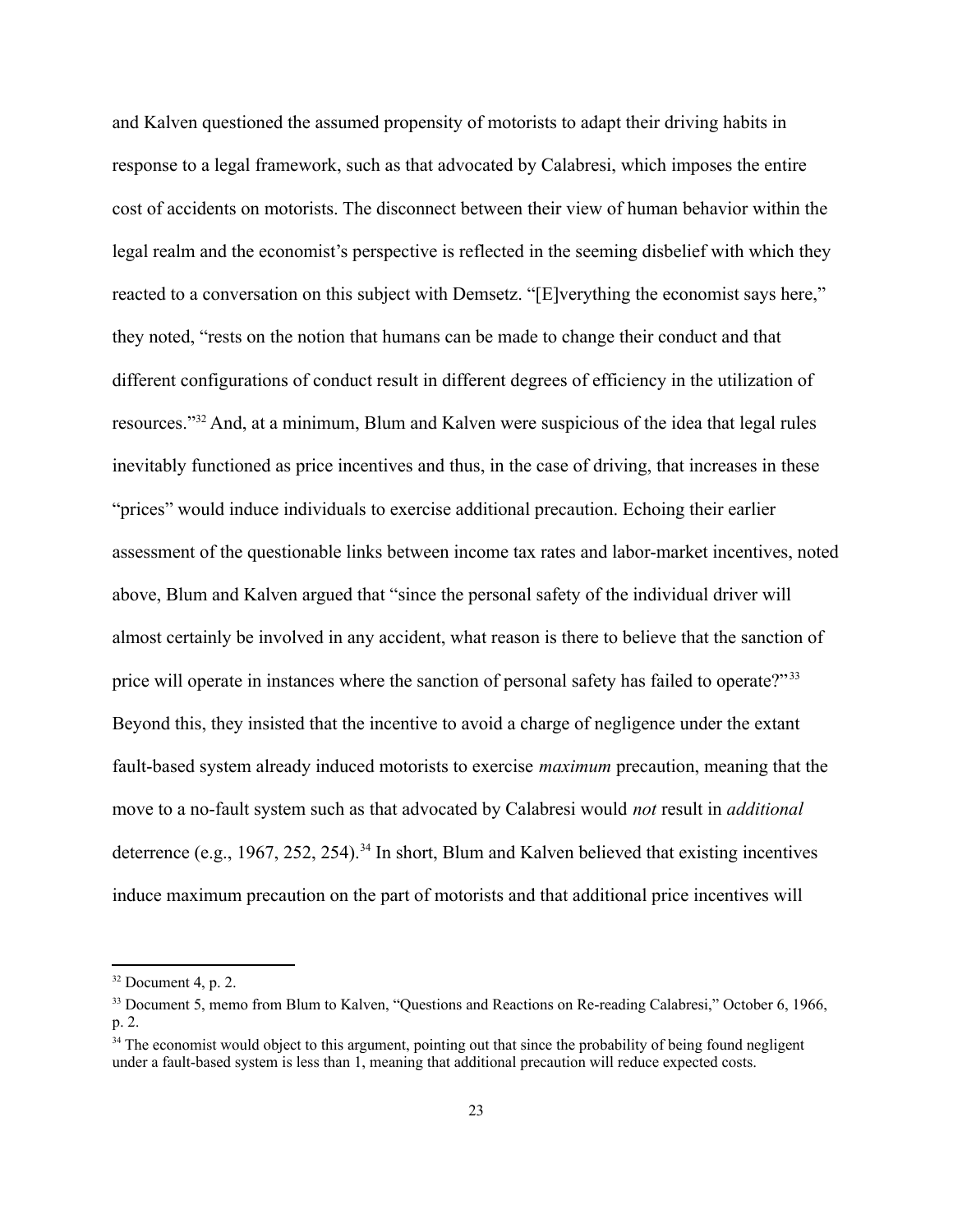and Kalven questioned the assumed propensity of motorists to adapt their driving habits in response to a legal framework, such as that advocated by Calabresi, which imposes the entire cost of accidents on motorists. The disconnect between their view of human behavior within the legal realm and the economist's perspective is reflected in the seeming disbelief with which they reacted to a conversation on this subject with Demsetz. "[E]verything the economist says here," they noted, "rests on the notion that humans can be made to change their conduct and that different configurations of conduct result in different degrees of efficiency in the utilization of resources."[32] And, at a minimum, Blum and Kalven were suspicious of the idea that legal rules inevitably functioned as price incentives and thus, in the case of driving, that increases in these "prices" would induce individuals to exercise additional precaution. Echoing their earlier assessment of the questionable links between income tax rates and labor-market incentives, noted above, Blum and Kalven argued that "since the personal safety of the individual driver will almost certainly be involved in any accident, what reason is there to believe that the sanction of price will operate in instances where the sanction of personal safety has failed to operate?"[33] Beyond this, they insisted that the incentive to avoid a charge of negligence under the extant fault-based system already induced motorists to exercise *maximum* precaution, meaning that the move to a no-fault system such as that advocated by Calabresi would *not* result in *additional* deterrence (e.g., 1967, 252, 254).[34] In short, Blum and Kalven believed that existing incentives induce maximum precaution on the part of motorists and that additional price incentives will

---

[32] Document 4, p. 2.

[33] Document 5, memo from Blum to Kalven, "Questions and Reactions on Re-reading Calabresi," October 6, 1966, p. 2.

[34] The economist would object to this argument, pointing out that since the probability of being found negligent under a fault-based system is less than 1, meaning that additional precaution will reduce expected costs.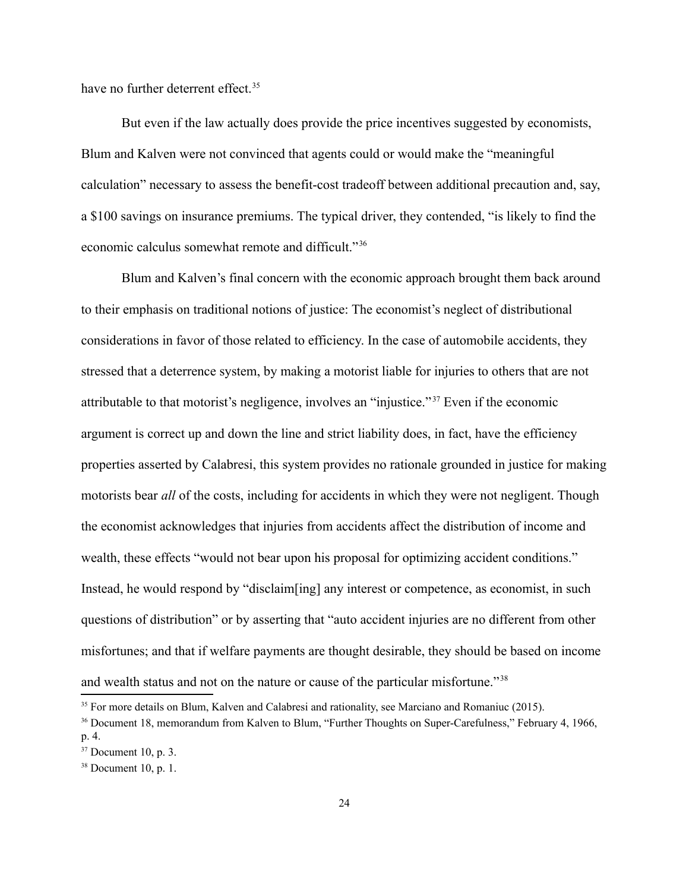have no further deterrent effect.[35]

But even if the law actually does provide the price incentives suggested by economists, Blum and Kalven were not convinced that agents could or would make the "meaningful calculation" necessary to assess the benefit-cost tradeoff between additional precaution and, say, a $100 savings on insurance premiums. The typical driver, they contended, "is likely to find the economic calculus somewhat remote and difficult."[36]

Blum and Kalven's final concern with the economic approach brought them back around to their emphasis on traditional notions of justice: The economist's neglect of distributional considerations in favor of those related to efficiency. In the case of automobile accidents, they stressed that a deterrence system, by making a motorist liable for injuries to others that are not attributable to that motorist's negligence, involves an "injustice."[37] Even if the economic argument is correct up and down the line and strict liability does, in fact, have the efficiency properties asserted by Calabresi, this system provides no rationale grounded in justice for making motorists bear *all* of the costs, including for accidents in which they were not negligent. Though the economist acknowledges that injuries from accidents affect the distribution of income and wealth, these effects "would not bear upon his proposal for optimizing accident conditions." Instead, he would respond by "disclaim[ing] any interest or competence, as economist, in such questions of distribution" or by asserting that "auto accident injuries are no different from other misfortunes; and that if welfare payments are thought desirable, they should be based on income and wealth status and not on the nature or cause of the particular misfortune."[38]

---

[35] For more details on Blum, Kalven and Calabresi and rationality, see Marciano and Romaniuc (2015).

[36] Document 18, memorandum from Kalven to Blum, "Further Thoughts on Super-Carefulness," February 4, 1966, p. 4.

[37] Document 10, p. 3.

[38] Document 10, p. 1.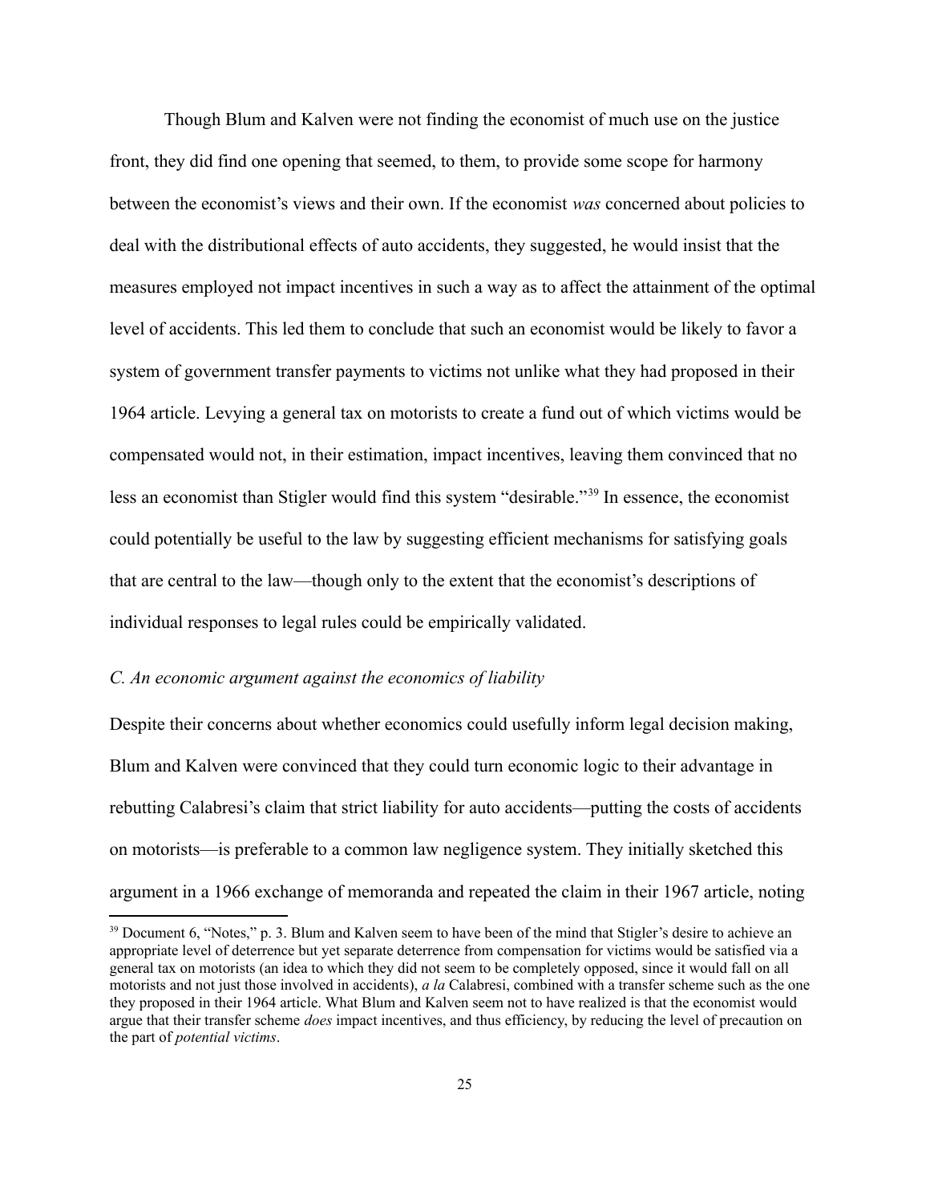Though Blum and Kalven were not finding the economist of much use on the justice front, they did find one opening that seemed, to them, to provide some scope for harmony between the economist's views and their own. If the economist *was* concerned about policies to deal with the distributional effects of auto accidents, they suggested, he would insist that the measures employed not impact incentives in such a way as to affect the attainment of the optimal level of accidents. This led them to conclude that such an economist would be likely to favor a system of government transfer payments to victims not unlike what they had proposed in their 1964 article. Levying a general tax on motorists to create a fund out of which victims would be compensated would not, in their estimation, impact incentives, leaving them convinced that no less an economist than Stigler would find this system "desirable."[39] In essence, the economist could potentially be useful to the law by suggesting efficient mechanisms for satisfying goals that are central to the law—though only to the extent that the economist's descriptions of individual responses to legal rules could be empirically validated.

*C. An economic argument against the economics of liability*

Despite their concerns about whether economics could usefully inform legal decision making, Blum and Kalven were convinced that they could turn economic logic to their advantage in rebutting Calabresi's claim that strict liability for auto accidents—putting the costs of accidents on motorists—is preferable to a common law negligence system. They initially sketched this argument in a 1966 exchange of memoranda and repeated the claim in their 1967 article, noting

[39] Document 6, "Notes," p. 3. Blum and Kalven seem to have been of the mind that Stigler's desire to achieve an appropriate level of deterrence but yet separate deterrence from compensation for victims would be satisfied via a general tax on motorists (an idea to which they did not seem to be completely opposed, since it would fall on all motorists and not just those involved in accidents), *a la* Calabresi, combined with a transfer scheme such as the one they proposed in their 1964 article. What Blum and Kalven seem not to have realized is that the economist would argue that their transfer scheme *does* impact incentives, and thus efficiency, by reducing the level of precaution on the part of *potential victims*.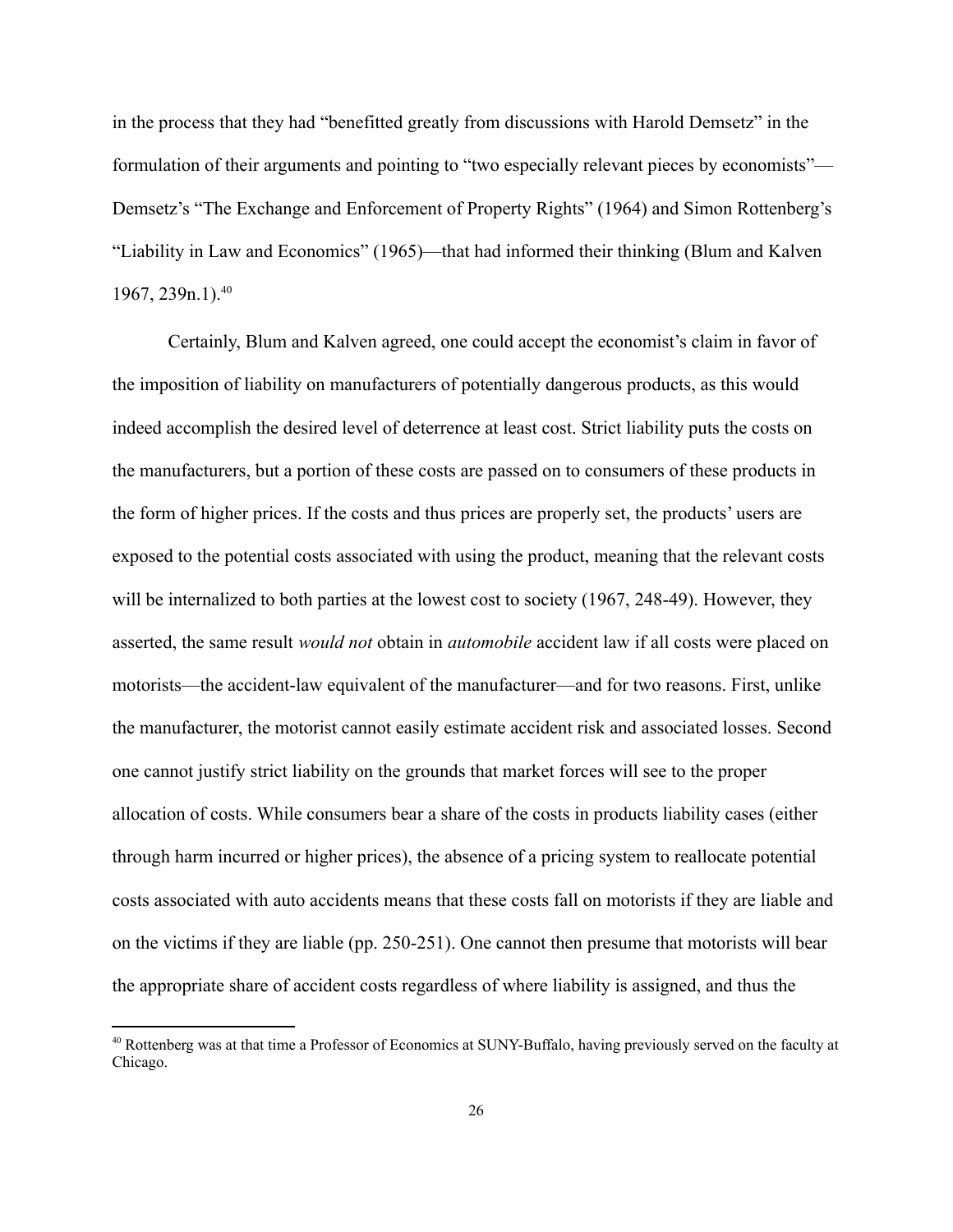in the process that they had "benefitted greatly from discussions with Harold Demsetz" in the formulation of their arguments and pointing to "two especially relevant pieces by economists"—Demsetz's "The Exchange and Enforcement of Property Rights" (1964) and Simon Rottenberg's "Liability in Law and Economics" (1965)—that had informed their thinking (Blum and Kalven 1967, 239n.1).[40]

Certainly, Blum and Kalven agreed, one could accept the economist's claim in favor of the imposition of liability on manufacturers of potentially dangerous products, as this would indeed accomplish the desired level of deterrence at least cost. Strict liability puts the costs on the manufacturers, but a portion of these costs are passed on to consumers of these products in the form of higher prices. If the costs and thus prices are properly set, the products' users are exposed to the potential costs associated with using the product, meaning that the relevant costs will be internalized to both parties at the lowest cost to society (1967, 248-49). However, they asserted, the same result *would not* obtain in *automobile* accident law if all costs were placed on motorists—the accident-law equivalent of the manufacturer—and for two reasons. First, unlike the manufacturer, the motorist cannot easily estimate accident risk and associated losses. Second one cannot justify strict liability on the grounds that market forces will see to the proper allocation of costs. While consumers bear a share of the costs in products liability cases (either through harm incurred or higher prices), the absence of a pricing system to reallocate potential costs associated with auto accidents means that these costs fall on motorists if they are liable and on the victims if they are liable (pp. 250-251). One cannot then presume that motorists will bear the appropriate share of accident costs regardless of where liability is assigned, and thus the

[40] Rottenberg was at that time a Professor of Economics at SUNY-Buffalo, having previously served on the faculty at Chicago.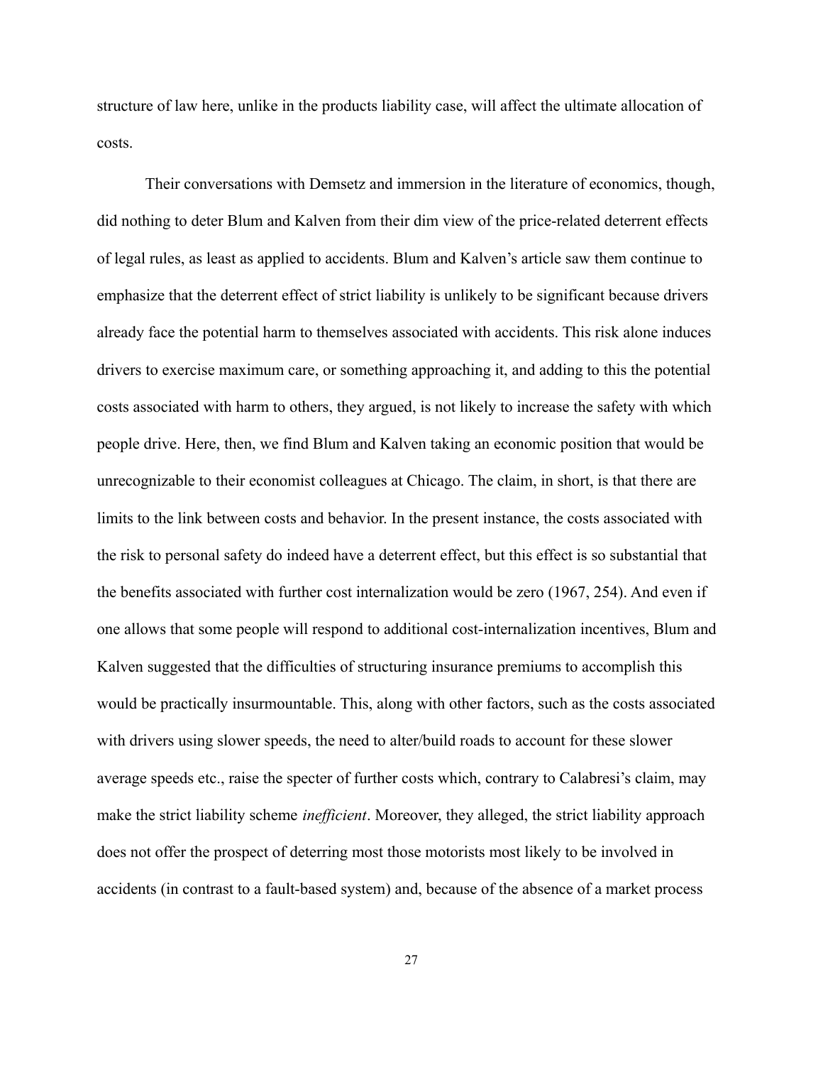structure of law here, unlike in the products liability case, will affect the ultimate allocation of costs.

Their conversations with Demsetz and immersion in the literature of economics, though, did nothing to deter Blum and Kalven from their dim view of the price-related deterrent effects of legal rules, as least as applied to accidents. Blum and Kalven's article saw them continue to emphasize that the deterrent effect of strict liability is unlikely to be significant because drivers already face the potential harm to themselves associated with accidents. This risk alone induces drivers to exercise maximum care, or something approaching it, and adding to this the potential costs associated with harm to others, they argued, is not likely to increase the safety with which people drive. Here, then, we find Blum and Kalven taking an economic position that would be unrecognizable to their economist colleagues at Chicago. The claim, in short, is that there are limits to the link between costs and behavior. In the present instance, the costs associated with the risk to personal safety do indeed have a deterrent effect, but this effect is so substantial that the benefits associated with further cost internalization would be zero (1967, 254). And even if one allows that some people will respond to additional cost-internalization incentives, Blum and Kalven suggested that the difficulties of structuring insurance premiums to accomplish this would be practically insurmountable. This, along with other factors, such as the costs associated with drivers using slower speeds, the need to alter/build roads to account for these slower average speeds etc., raise the specter of further costs which, contrary to Calabresi's claim, may make the strict liability scheme *inefficient*. Moreover, they alleged, the strict liability approach does not offer the prospect of deterring most those motorists most likely to be involved in accidents (in contrast to a fault-based system) and, because of the absence of a market process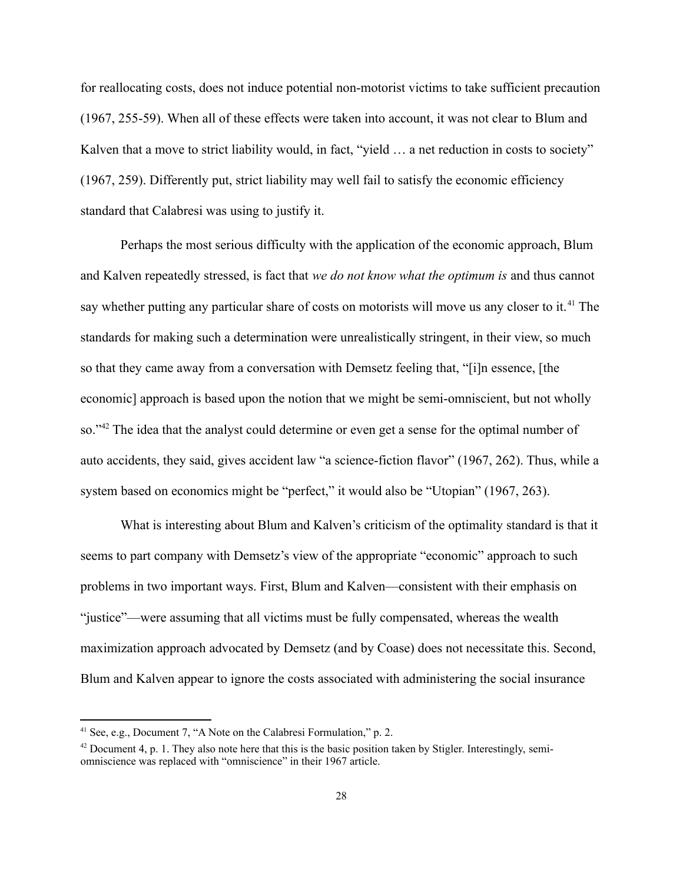for reallocating costs, does not induce potential non-motorist victims to take sufficient precaution (1967, 255-59). When all of these effects were taken into account, it was not clear to Blum and Kalven that a move to strict liability would, in fact, "yield … a net reduction in costs to society" (1967, 259). Differently put, strict liability may well fail to satisfy the economic efficiency standard that Calabresi was using to justify it.

Perhaps the most serious difficulty with the application of the economic approach, Blum and Kalven repeatedly stressed, is fact that *we do not know what the optimum is* and thus cannot say whether putting any particular share of costs on motorists will move us any closer to it.[41] The standards for making such a determination were unrealistically stringent, in their view, so much so that they came away from a conversation with Demsetz feeling that, "[i]n essence, [the economic] approach is based upon the notion that we might be semi-omniscient, but not wholly so."[42] The idea that the analyst could determine or even get a sense for the optimal number of auto accidents, they said, gives accident law "a science-fiction flavor" (1967, 262). Thus, while a system based on economics might be "perfect," it would also be "Utopian" (1967, 263).

What is interesting about Blum and Kalven's criticism of the optimality standard is that it seems to part company with Demsetz's view of the appropriate "economic" approach to such problems in two important ways. First, Blum and Kalven—consistent with their emphasis on "justice"—were assuming that all victims must be fully compensated, whereas the wealth maximization approach advocated by Demsetz (and by Coase) does not necessitate this. Second, Blum and Kalven appear to ignore the costs associated with administering the social insurance

[41] See, e.g., Document 7, "A Note on the Calabresi Formulation," p. 2.

[42] Document 4, p. 1. They also note here that this is the basic position taken by Stigler. Interestingly, semi-omniscience was replaced with "omniscience" in their 1967 article.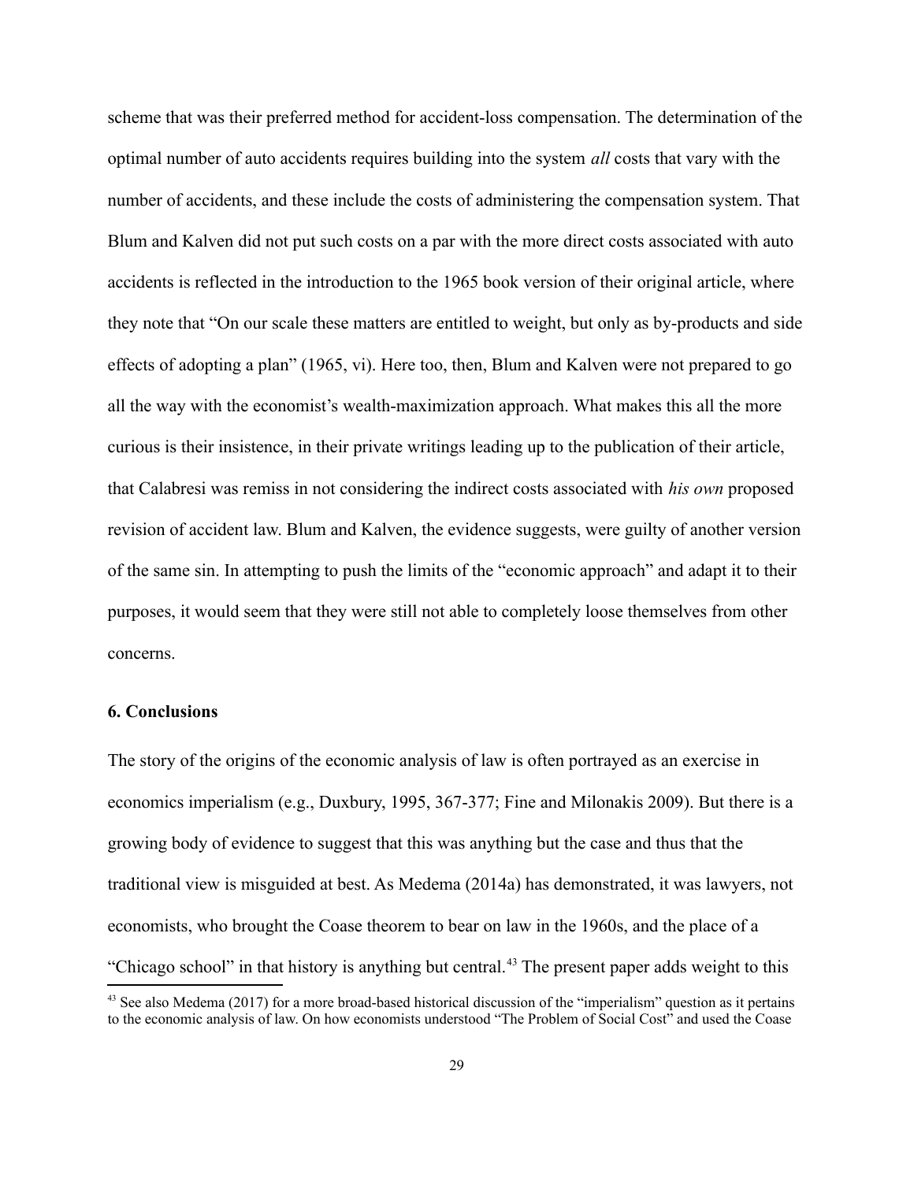scheme that was their preferred method for accident-loss compensation. The determination of the optimal number of auto accidents requires building into the system *all* costs that vary with the number of accidents, and these include the costs of administering the compensation system. That Blum and Kalven did not put such costs on a par with the more direct costs associated with auto accidents is reflected in the introduction to the 1965 book version of their original article, where they note that "On our scale these matters are entitled to weight, but only as by-products and side effects of adopting a plan" (1965, vi). Here too, then, Blum and Kalven were not prepared to go all the way with the economist's wealth-maximization approach. What makes this all the more curious is their insistence, in their private writings leading up to the publication of their article, that Calabresi was remiss in not considering the indirect costs associated with *his own* proposed revision of accident law. Blum and Kalven, the evidence suggests, were guilty of another version of the same sin. In attempting to push the limits of the "economic approach" and adapt it to their purposes, it would seem that they were still not able to completely loose themselves from other concerns.

**6. Conclusions**

The story of the origins of the economic analysis of law is often portrayed as an exercise in economics imperialism (e.g., Duxbury, 1995, 367-377; Fine and Milonakis 2009). But there is a growing body of evidence to suggest that this was anything but the case and thus that the traditional view is misguided at best. As Medema (2014a) has demonstrated, it was lawyers, not economists, who brought the Coase theorem to bear on law in the 1960s, and the place of a "Chicago school" in that history is anything but central.[43] The present paper adds weight to this

[43] See also Medema (2017) for a more broad-based historical discussion of the "imperialism" question as it pertains to the economic analysis of law. On how economists understood "The Problem of Social Cost" and used the Coase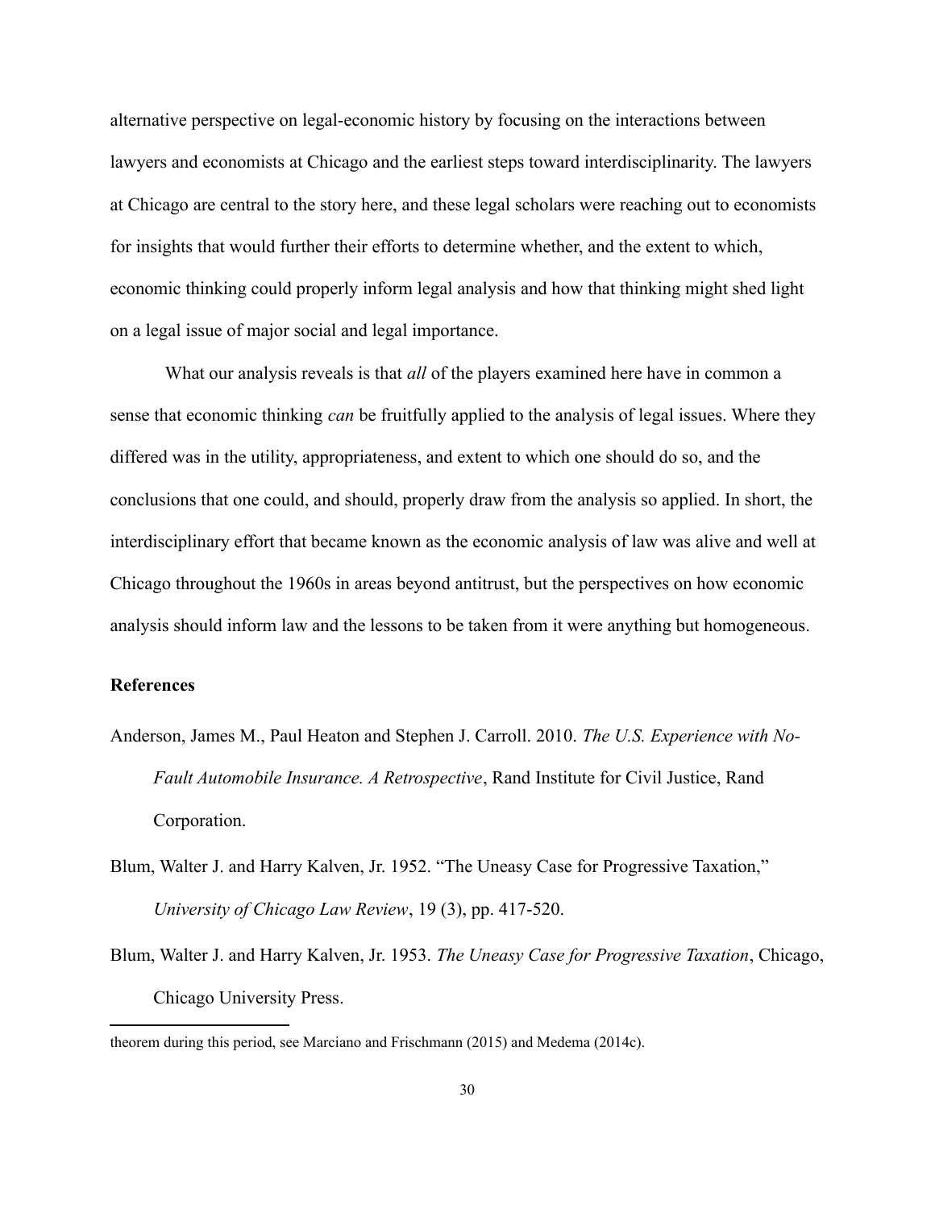alternative perspective on legal-economic history by focusing on the interactions between lawyers and economists at Chicago and the earliest steps toward interdisciplinarity. The lawyers at Chicago are central to the story here, and these legal scholars were reaching out to economists for insights that would further their efforts to determine whether, and the extent to which, economic thinking could properly inform legal analysis and how that thinking might shed light on a legal issue of major social and legal importance.

What our analysis reveals is that *all* of the players examined here have in common a sense that economic thinking *can* be fruitfully applied to the analysis of legal issues. Where they differed was in the utility, appropriateness, and extent to which one should do so, and the conclusions that one could, and should, properly draw from the analysis so applied. In short, the interdisciplinary effort that became known as the economic analysis of law was alive and well at Chicago throughout the 1960s in areas beyond antitrust, but the perspectives on how economic analysis should inform law and the lessons to be taken from it were anything but homogeneous.

**References**

Anderson, James M., Paul Heaton and Stephen J. Carroll. 2010. *The U.S. Experience with No-Fault Automobile Insurance. A Retrospective*, Rand Institute for Civil Justice, Rand Corporation.

Blum, Walter J. and Harry Kalven, Jr. 1952. "The Uneasy Case for Progressive Taxation," *University of Chicago Law Review*, 19 (3), pp. 417-520.

Blum, Walter J. and Harry Kalven, Jr. 1953. *The Uneasy Case for Progressive Taxation*, Chicago, Chicago University Press.

theorem during this period, see Marciano and Frischmann (2015) and Medema (2014c).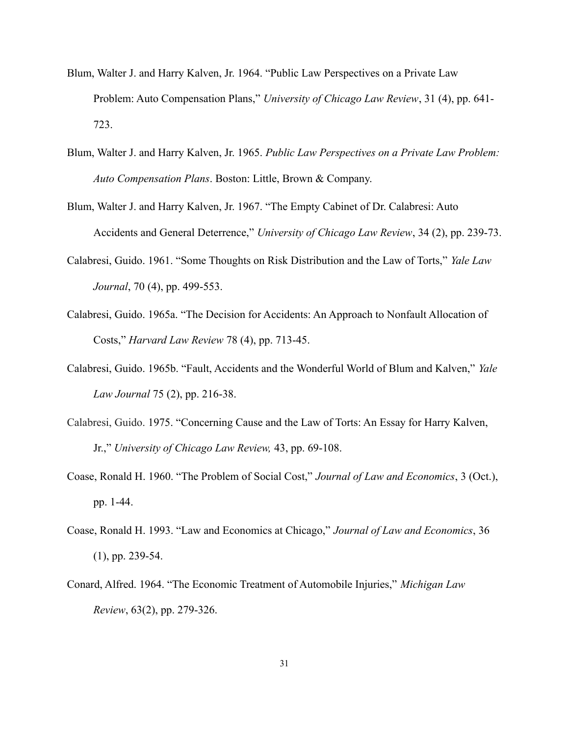Blum, Walter J. and Harry Kalven, Jr. 1964. "Public Law Perspectives on a Private Law Problem: Auto Compensation Plans," *University of Chicago Law Review*, 31 (4), pp. 641-723.

Blum, Walter J. and Harry Kalven, Jr. 1965. *Public Law Perspectives on a Private Law Problem: Auto Compensation Plans*. Boston: Little, Brown & Company.

Blum, Walter J. and Harry Kalven, Jr. 1967. "The Empty Cabinet of Dr. Calabresi: Auto Accidents and General Deterrence," *University of Chicago Law Review*, 34 (2), pp. 239-73.

Calabresi, Guido. 1961. "Some Thoughts on Risk Distribution and the Law of Torts," *Yale Law Journal*, 70 (4), pp. 499-553.

Calabresi, Guido. 1965a. "The Decision for Accidents: An Approach to Nonfault Allocation of Costs," *Harvard Law Review* 78 (4), pp. 713-45.

Calabresi, Guido. 1965b. "Fault, Accidents and the Wonderful World of Blum and Kalven," *Yale Law Journal* 75 (2), pp. 216-38.

Calabresi, Guido. 1975. "Concerning Cause and the Law of Torts: An Essay for Harry Kalven, Jr.," *University of Chicago Law Review,* 43, pp. 69-108.

Coase, Ronald H. 1960. "The Problem of Social Cost," *Journal of Law and Economics*, 3 (Oct.), pp. 1-44.

Coase, Ronald H. 1993. "Law and Economics at Chicago," *Journal of Law and Economics*, 36 (1), pp. 239-54.

Conard, Alfred. 1964. "The Economic Treatment of Automobile Injuries," *Michigan Law Review*, 63(2), pp. 279-326.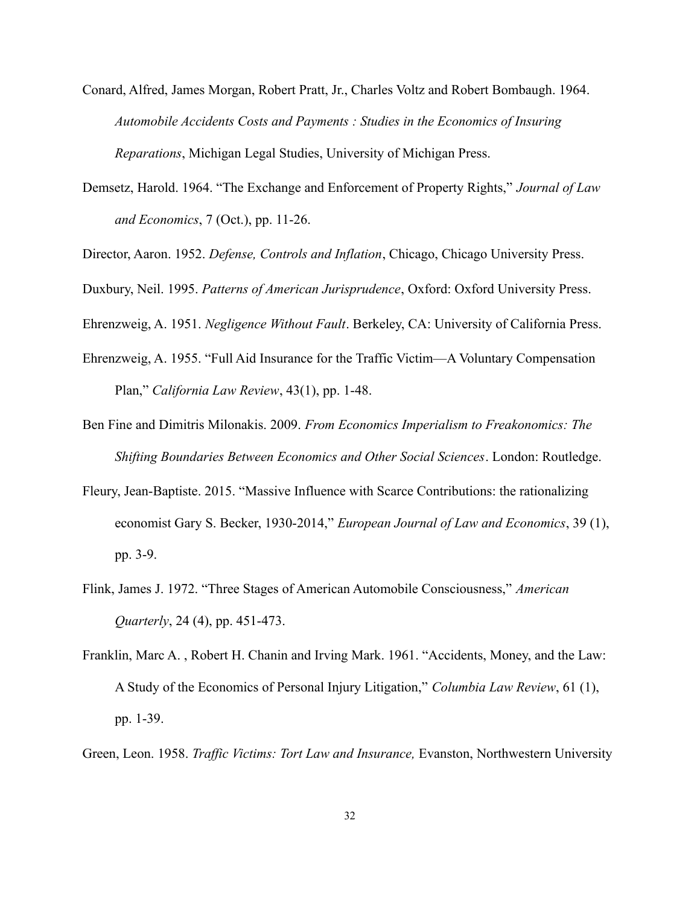Conard, Alfred, James Morgan, Robert Pratt, Jr., Charles Voltz and Robert Bombaugh. 1964. *Automobile Accidents Costs and Payments : Studies in the Economics of Insuring Reparations*, Michigan Legal Studies, University of Michigan Press.

Demsetz, Harold. 1964. "The Exchange and Enforcement of Property Rights," *Journal of Law and Economics*, 7 (Oct.), pp. 11-26.

Director, Aaron. 1952. *Defense, Controls and Inflation*, Chicago, Chicago University Press.

Duxbury, Neil. 1995. *Patterns of American Jurisprudence*, Oxford: Oxford University Press.

Ehrenzweig, A. 1951. *Negligence Without Fault*. Berkeley, CA: University of California Press.

Ehrenzweig, A. 1955. "Full Aid Insurance for the Traffic Victim—A Voluntary Compensation Plan," *California Law Review*, 43(1), pp. 1-48.

Ben Fine and Dimitris Milonakis. 2009. *From Economics Imperialism to Freakonomics: The Shifting Boundaries Between Economics and Other Social Sciences*. London: Routledge.

Fleury, Jean-Baptiste. 2015. "Massive Influence with Scarce Contributions: the rationalizing economist Gary S. Becker, 1930-2014," *European Journal of Law and Economics*, 39 (1), pp. 3-9.

Flink, James J. 1972. "Three Stages of American Automobile Consciousness," *American Quarterly*, 24 (4), pp. 451-473.

Franklin, Marc A. , Robert H. Chanin and Irving Mark. 1961. "Accidents, Money, and the Law: A Study of the Economics of Personal Injury Litigation," *Columbia Law Review*, 61 (1), pp. 1-39.

Green, Leon. 1958. *Traffic Victims: Tort Law and Insurance,* Evanston, Northwestern University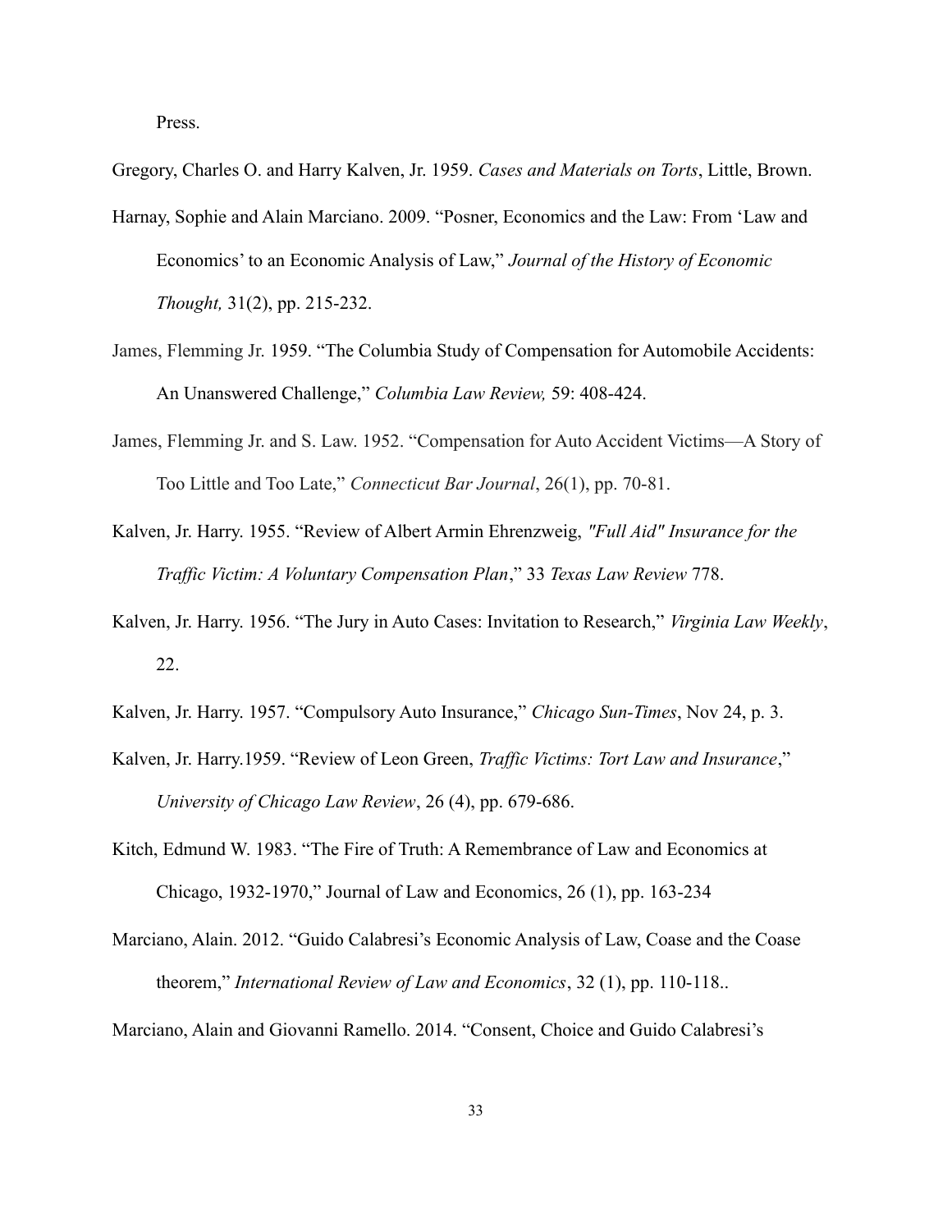Press.

Gregory, Charles O. and Harry Kalven, Jr. 1959. *Cases and Materials on Torts*, Little, Brown.

Harnay, Sophie and Alain Marciano. 2009. "Posner, Economics and the Law: From 'Law and Economics' to an Economic Analysis of Law," *Journal of the History of Economic Thought,* 31(2), pp. 215-232.

James, Flemming Jr. 1959. "The Columbia Study of Compensation for Automobile Accidents: An Unanswered Challenge," *Columbia Law Review,* 59: 408-424.

James, Flemming Jr. and S. Law. 1952. "Compensation for Auto Accident Victims—A Story of Too Little and Too Late," *Connecticut Bar Journal*, 26(1), pp. 70-81.

Kalven, Jr. Harry. 1955. "Review of Albert Armin Ehrenzweig, *"Full Aid" Insurance for the Traffic Victim: A Voluntary Compensation Plan*," 33 *Texas Law Review* 778.

Kalven, Jr. Harry. 1956. "The Jury in Auto Cases: Invitation to Research," *Virginia Law Weekly*, 22.

Kalven, Jr. Harry. 1957. "Compulsory Auto Insurance," *Chicago Sun-Times*, Nov 24, p. 3.

Kalven, Jr. Harry.1959. "Review of Leon Green, *Traffic Victims: Tort Law and Insurance*," *University of Chicago Law Review*, 26 (4), pp. 679-686.

Kitch, Edmund W. 1983. "The Fire of Truth: A Remembrance of Law and Economics at Chicago, 1932-1970," Journal of Law and Economics, 26 (1), pp. 163-234

Marciano, Alain. 2012. "Guido Calabresi's Economic Analysis of Law, Coase and the Coase theorem," *International Review of Law and Economics*, 32 (1), pp. 110-118..

Marciano, Alain and Giovanni Ramello. 2014. "Consent, Choice and Guido Calabresi's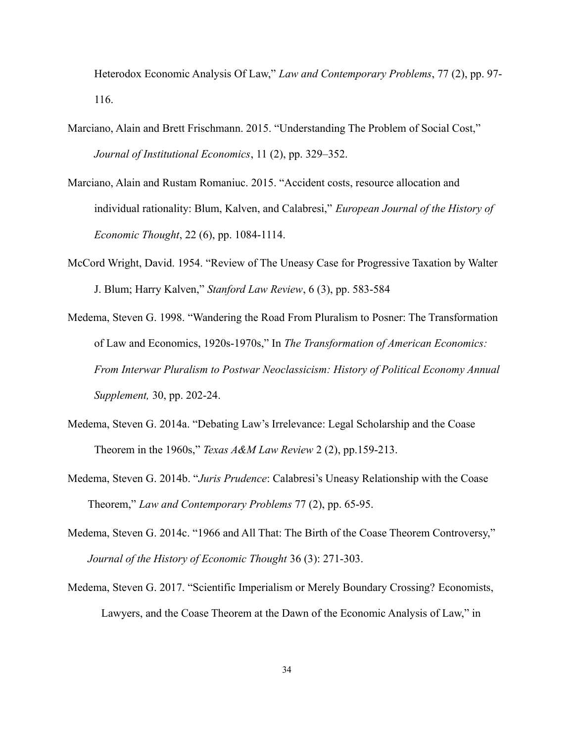Heterodox Economic Analysis Of Law," *Law and Contemporary Problems*, 77 (2), pp. 97-116.

Marciano, Alain and Brett Frischmann. 2015. "Understanding The Problem of Social Cost," *Journal of Institutional Economics*, 11 (2), pp. 329–352.

Marciano, Alain and Rustam Romaniuc. 2015. "Accident costs, resource allocation and individual rationality: Blum, Kalven, and Calabresi," *European Journal of the History of Economic Thought*, 22 (6), pp. 1084-1114.

McCord Wright, David. 1954. "Review of The Uneasy Case for Progressive Taxation by Walter J. Blum; Harry Kalven," *Stanford Law Review*, 6 (3), pp. 583-584

Medema, Steven G. 1998. "Wandering the Road From Pluralism to Posner: The Transformation of Law and Economics, 1920s-1970s," In *The Transformation of American Economics: From Interwar Pluralism to Postwar Neoclassicism: History of Political Economy Annual Supplement,* 30, pp. 202-24.

Medema, Steven G. 2014a. "Debating Law's Irrelevance: Legal Scholarship and the Coase Theorem in the 1960s," *Texas A&M Law Review* 2 (2), pp.159-213.

Medema, Steven G. 2014b. "*Juris Prudence*: Calabresi's Uneasy Relationship with the Coase Theorem," *Law and Contemporary Problems* 77 (2), pp. 65-95.

Medema, Steven G. 2014c. "1966 and All That: The Birth of the Coase Theorem Controversy," *Journal of the History of Economic Thought* 36 (3): 271-303.

Medema, Steven G. 2017. "Scientific Imperialism or Merely Boundary Crossing? Economists, Lawyers, and the Coase Theorem at the Dawn of the Economic Analysis of Law," in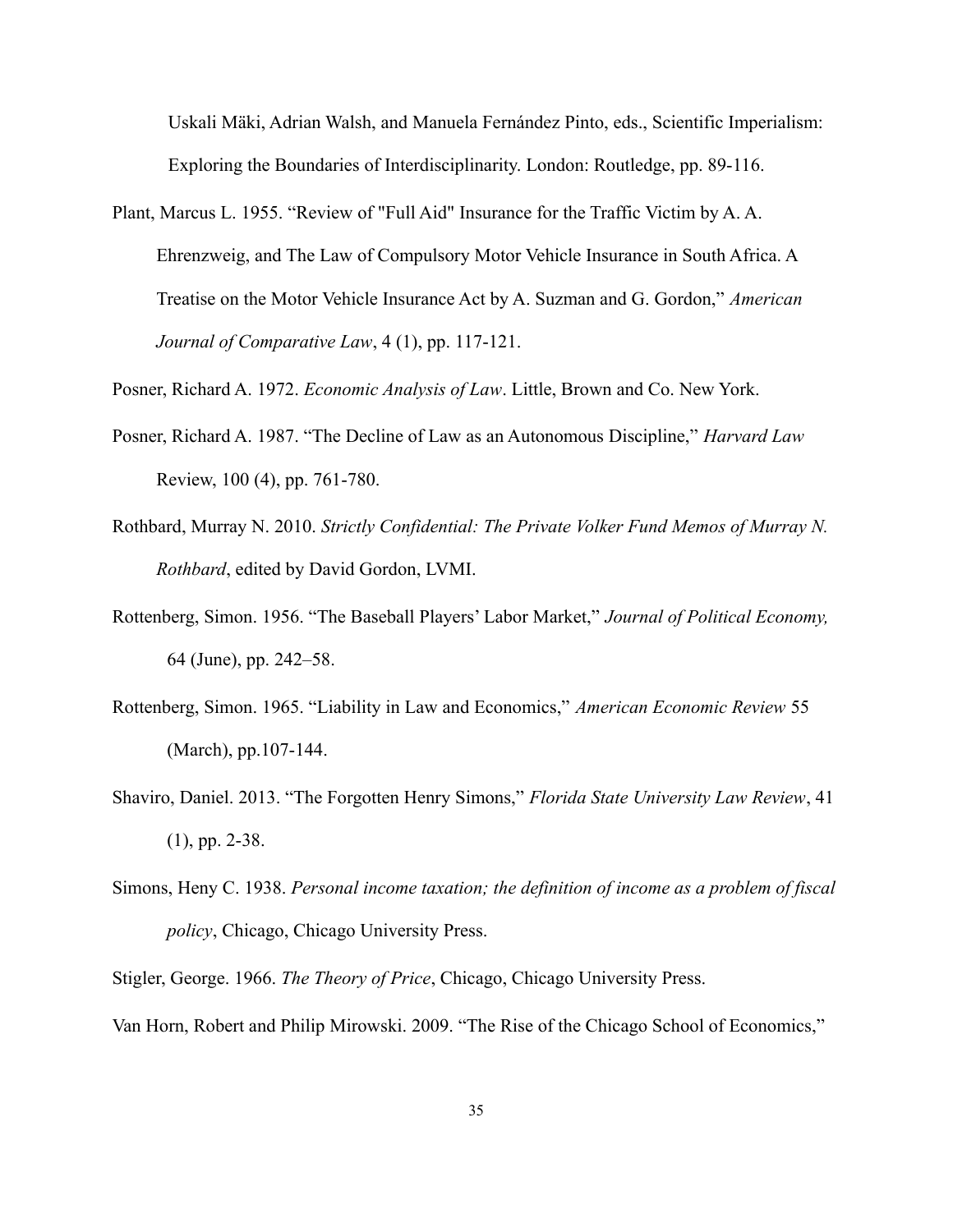Uskali Mäki, Adrian Walsh, and Manuela Fernández Pinto, eds., Scientific Imperialism: Exploring the Boundaries of Interdisciplinarity. London: Routledge, pp. 89-116.

Plant, Marcus L. 1955. "Review of "Full Aid" Insurance for the Traffic Victim by A. A. Ehrenzweig, and The Law of Compulsory Motor Vehicle Insurance in South Africa. A Treatise on the Motor Vehicle Insurance Act by A. Suzman and G. Gordon," *American Journal of Comparative Law*, 4 (1), pp. 117-121.

Posner, Richard A. 1972. *Economic Analysis of Law*. Little, Brown and Co. New York.

Posner, Richard A. 1987. "The Decline of Law as an Autonomous Discipline," *Harvard Law* Review, 100 (4), pp. 761-780.

Rothbard, Murray N. 2010. *Strictly Confidential: The Private Volker Fund Memos of Murray N. Rothbard*, edited by David Gordon, LVMI.

Rottenberg, Simon. 1956. "The Baseball Players' Labor Market," *Journal of Political Economy,* 64 (June), pp. 242–58.

Rottenberg, Simon. 1965. "Liability in Law and Economics," *American Economic Review* 55 (March), pp.107-144.

Shaviro, Daniel. 2013. "The Forgotten Henry Simons," *Florida State University Law Review*, 41 (1), pp. 2-38.

Simons, Heny C. 1938. *Personal income taxation; the definition of income as a problem of fiscal policy*, Chicago, Chicago University Press.

Stigler, George. 1966. *The Theory of Price*, Chicago, Chicago University Press.

Van Horn, Robert and Philip Mirowski. 2009. "The Rise of the Chicago School of Economics,"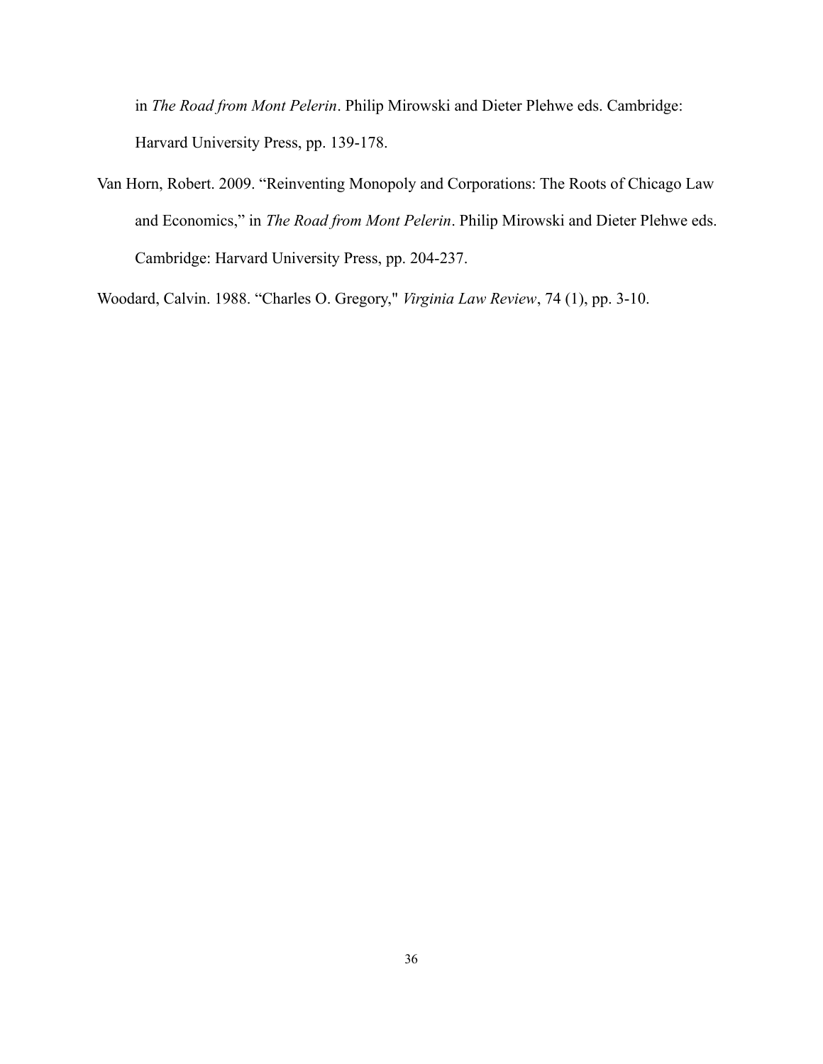in *The Road from Mont Pelerin*. Philip Mirowski and Dieter Plehwe eds. Cambridge: Harvard University Press, pp. 139-178.

Van Horn, Robert. 2009. "Reinventing Monopoly and Corporations: The Roots of Chicago Law and Economics," in *The Road from Mont Pelerin*. Philip Mirowski and Dieter Plehwe eds. Cambridge: Harvard University Press, pp. 204-237.

Woodard, Calvin. 1988. "Charles O. Gregory," *Virginia Law Review*, 74 (1), pp. 3-10.